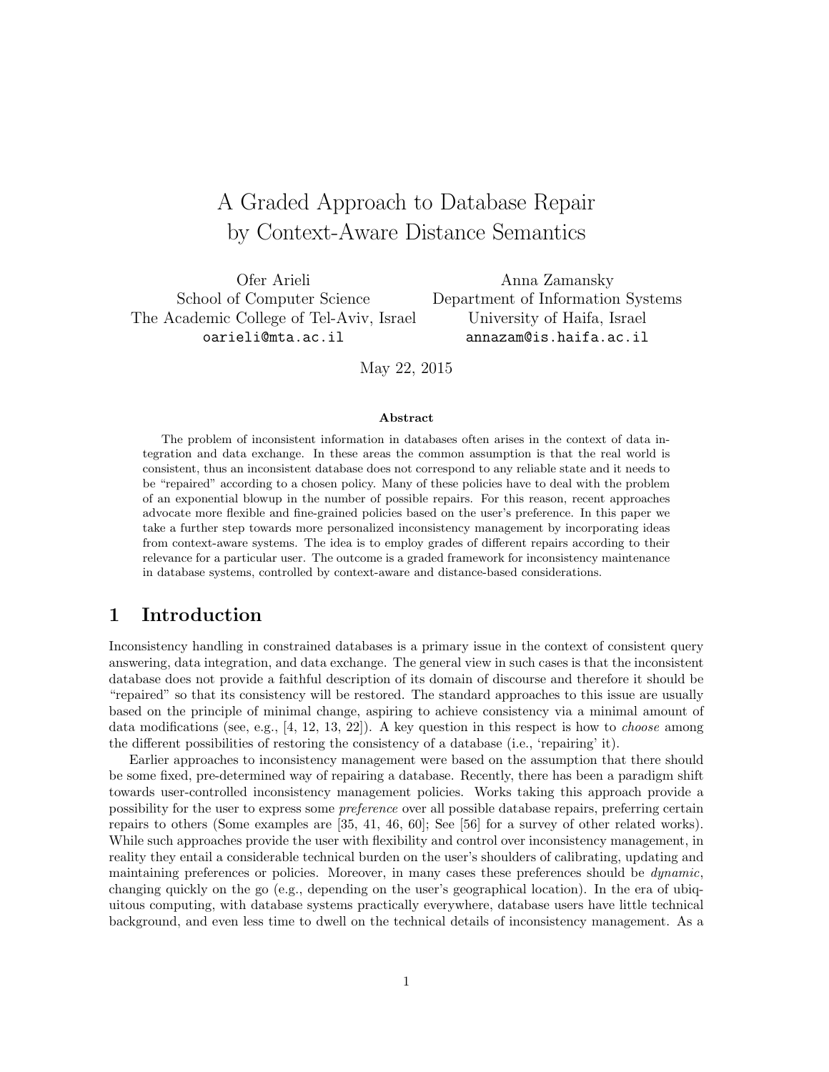# A Graded Approach to Database Repair by Context-Aware Distance Semantics

Ofer Arieli
School of Computer Science
The Academic College of Tel-Aviv, Israel
oarieli@mta.ac.il

Anna Zamansky
Department of Information Systems
University of Haifa, Israel
annazam@is.haifa.ac.il

May 22, 2015

**Abstract**

The problem of inconsistent information in databases often arises in the context of data integration and data exchange. In these areas the common assumption is that the real world is consistent, thus an inconsistent database does not correspond to any reliable state and it needs to be "repaired" according to a chosen policy. Many of these policies have to deal with the problem of an exponential blowup in the number of possible repairs. For this reason, recent approaches advocate more flexible and fine-grained policies based on the user's preference. In this paper we take a further step towards more personalized inconsistency management by incorporating ideas from context-aware systems. The idea is to employ grades of different repairs according to their relevance for a particular user. The outcome is a graded framework for inconsistency maintenance in database systems, controlled by context-aware and distance-based considerations.

## 1 Introduction

Inconsistency handling in constrained databases is a primary issue in the context of consistent query answering, data integration, and data exchange. The general view in such cases is that the inconsistent database does not provide a faithful description of its domain of discourse and therefore it should be "repaired" so that its consistency will be restored. The standard approaches to this issue are usually based on the principle of minimal change, aspiring to achieve consistency via a minimal amount of data modifications (see, e.g., [4, 12, 13, 22]). A key question in this respect is how to *choose* among the different possibilities of restoring the consistency of a database (i.e., 'repairing' it).

Earlier approaches to inconsistency management were based on the assumption that there should be some fixed, pre-determined way of repairing a database. Recently, there has been a paradigm shift towards user-controlled inconsistency management policies. Works taking this approach provide a possibility for the user to express some *preference* over all possible database repairs, preferring certain repairs to others (Some examples are [35, 41, 46, 60]; See [56] for a survey of other related works). While such approaches provide the user with flexibility and control over inconsistency management, in reality they entail a considerable technical burden on the user's shoulders of calibrating, updating and maintaining preferences or policies. Moreover, in many cases these preferences should be *dynamic*, changing quickly on the go (e.g., depending on the user's geographical location). In the era of ubiquitous computing, with database systems practically everywhere, database users have little technical background, and even less time to dwell on the technical details of inconsistency management. As a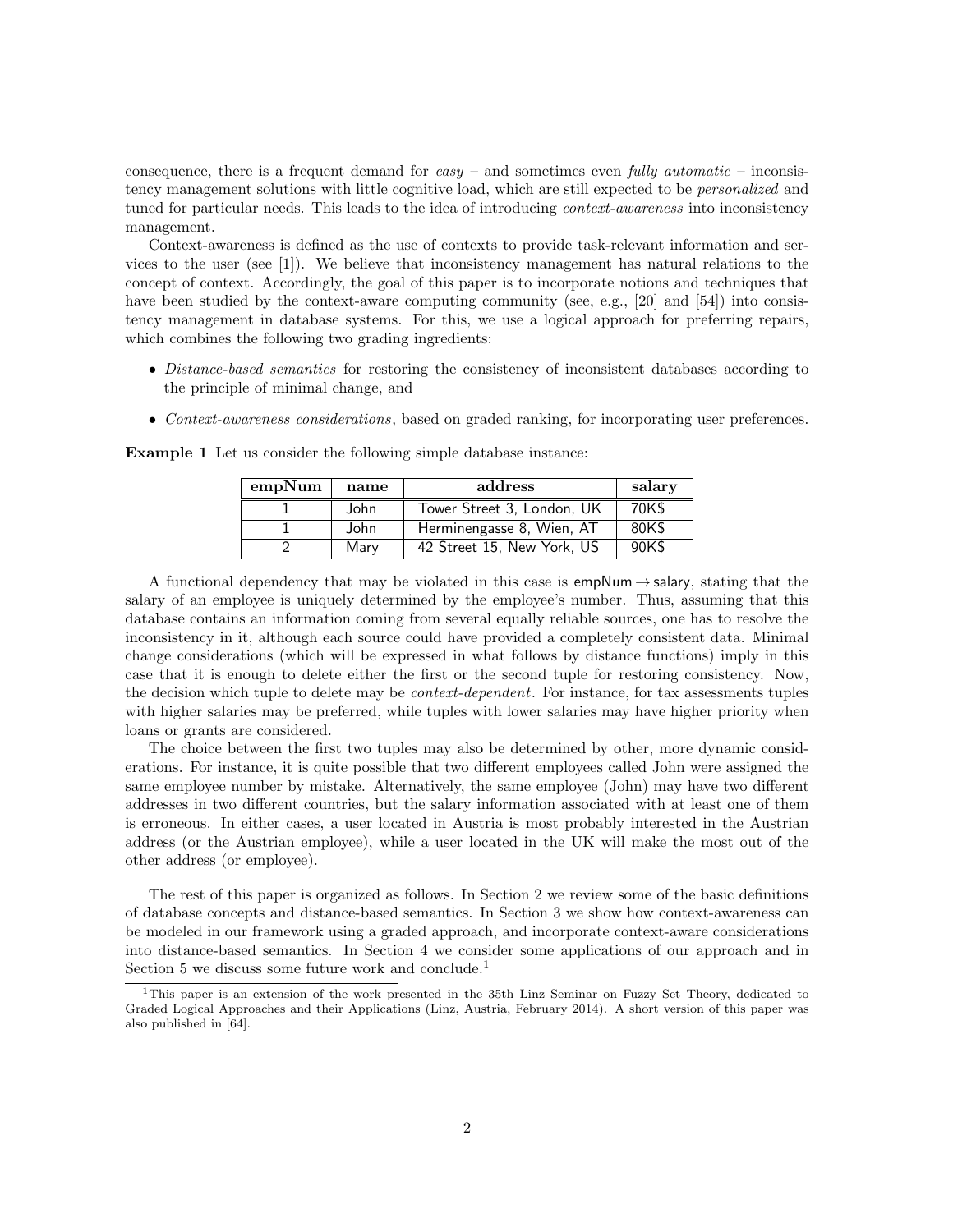consequence, there is a frequent demand for *easy* – and sometimes even *fully automatic* – inconsistency management solutions with little cognitive load, which are still expected to be *personalized* and tuned for particular needs. This leads to the idea of introducing *context-awareness* into inconsistency management.

Context-awareness is defined as the use of contexts to provide task-relevant information and services to the user (see [1]). We believe that inconsistency management has natural relations to the concept of context. Accordingly, the goal of this paper is to incorporate notions and techniques that have been studied by the context-aware computing community (see, e.g., [20] and [54]) into consistency management in database systems. For this, we use a logical approach for preferring repairs, which combines the following two grading ingredients:

- *Distance-based semantics* for restoring the consistency of inconsistent databases according to the principle of minimal change, and
- *Context-awareness considerations*, based on graded ranking, for incorporating user preferences.

**Example 1** Let us consider the following simple database instance:

| empNum | name | address | salary |
|---|---|---|---|
| 1 | John | Tower Street 3, London, UK | 70K$ |
| 1 | John | Herminengasse 8, Wien, AT | 80K$ |
| 2 | Mary | 42 Street 15, New York, US | 90K$ |

A functional dependency that may be violated in this case is empNum $\rightarrow$ salary, stating that the salary of an employee is uniquely determined by the employee's number. Thus, assuming that this database contains an information coming from several equally reliable sources, one has to resolve the inconsistency in it, although each source could have provided a completely consistent data. Minimal change considerations (which will be expressed in what follows by distance functions) imply in this case that it is enough to delete either the first or the second tuple for restoring consistency. Now, the decision which tuple to delete may be *context-dependent*. For instance, for tax assessments tuples with higher salaries may be preferred, while tuples with lower salaries may have higher priority when loans or grants are considered.

The choice between the first two tuples may also be determined by other, more dynamic considerations. For instance, it is quite possible that two different employees called John were assigned the same employee number by mistake. Alternatively, the same employee (John) may have two different addresses in two different countries, but the salary information associated with at least one of them is erroneous. In either cases, a user located in Austria is most probably interested in the Austrian address (or the Austrian employee), while a user located in the UK will make the most out of the other address (or employee).

The rest of this paper is organized as follows. In Section 2 we review some of the basic definitions of database concepts and distance-based semantics. In Section 3 we show how context-awareness can be modeled in our framework using a graded approach, and incorporate context-aware considerations into distance-based semantics. In Section 4 we consider some applications of our approach and in Section 5 we discuss some future work and conclude.[1]

[1] This paper is an extension of the work presented in the 35th Linz Seminar on Fuzzy Set Theory, dedicated to Graded Logical Approaches and their Applications (Linz, Austria, February 2014). A short version of this paper was also published in [64].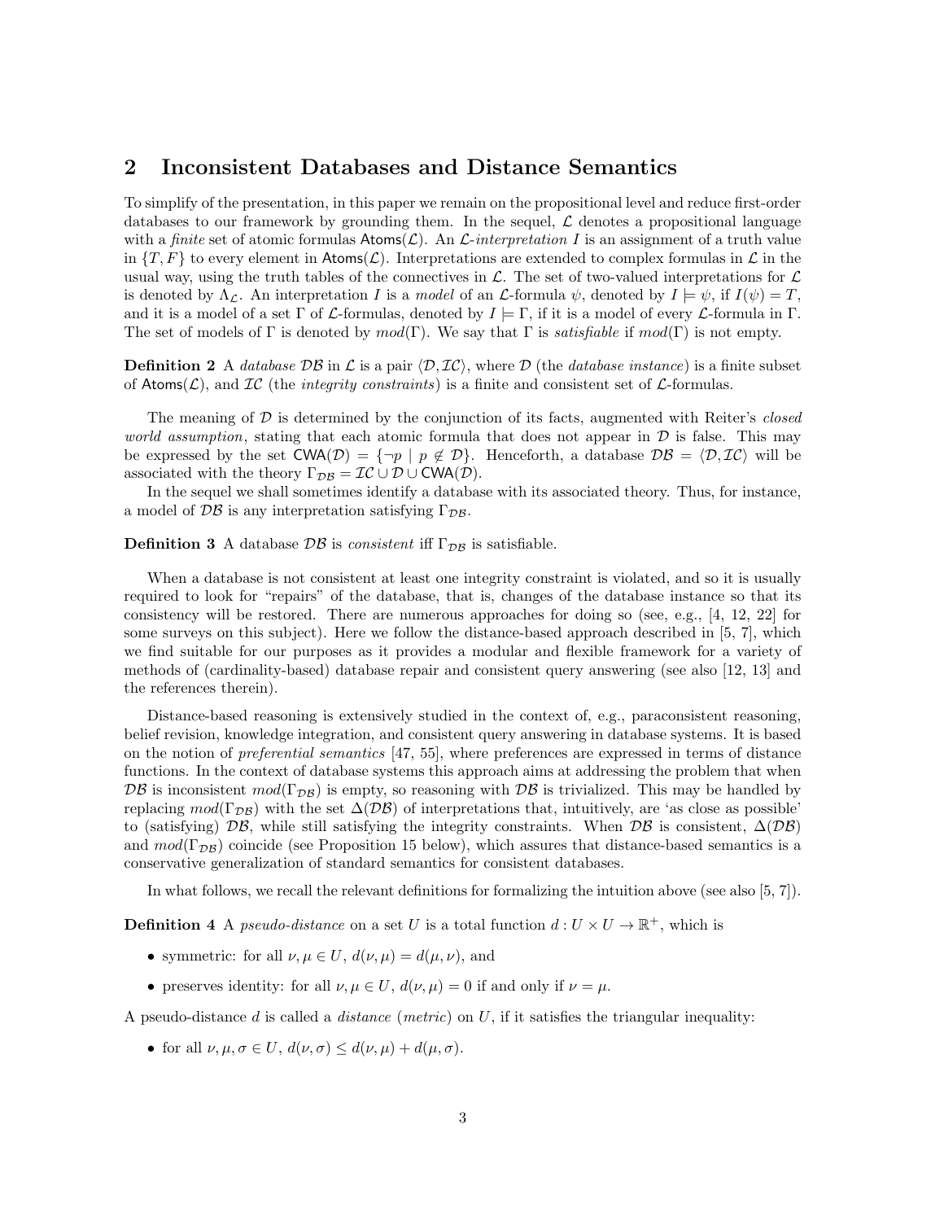## 2 Inconsistent Databases and Distance Semantics

To simplify of the presentation, in this paper we remain on the propositional level and reduce first-order databases to our framework by grounding them. In the sequel, $\mathcal{L}$ denotes a propositional language with a *finite* set of atomic formulas $\mathsf{Atoms}(\mathcal{L})$. An $\mathcal{L}$*-interpretation* $I$ is an assignment of a truth value in $\{T, F\}$ to every element in $\mathsf{Atoms}(\mathcal{L})$. Interpretations are extended to complex formulas in $\mathcal{L}$ in the usual way, using the truth tables of the connectives in $\mathcal{L}$. The set of two-valued interpretations for $\mathcal{L}$ is denoted by $\Lambda_{\mathcal{L}}$. An interpretation $I$ is a *model* of an $\mathcal{L}$-formula $\psi$, denoted by $I \models \psi$, if $I(\psi) = T$, and it is a model of a set $\Gamma$ of $\mathcal{L}$-formulas, denoted by $I \models \Gamma$, if it is a model of every $\mathcal{L}$-formula in $\Gamma$. The set of models of $\Gamma$ is denoted by $mod(\Gamma)$. We say that $\Gamma$ is *satisfiable* if $mod(\Gamma)$ is not empty.

**Definition 2** A *database* $\mathcal{DB}$ in $\mathcal{L}$ is a pair $\langle \mathcal{D}, \mathcal{IC} \rangle$, where $\mathcal{D}$ (the *database instance*) is a finite subset of $\mathsf{Atoms}(\mathcal{L})$, and $\mathcal{IC}$ (the *integrity constraints*) is a finite and consistent set of $\mathcal{L}$-formulas.

The meaning of $\mathcal{D}$ is determined by the conjunction of its facts, augmented with Reiter's *closed world assumption*, stating that each atomic formula that does not appear in $\mathcal{D}$ is false. This may be expressed by the set $\mathsf{CWA}(\mathcal{D}) = \{\neg p \mid p \notin \mathcal{D}\}$. Henceforth, a database $\mathcal{DB} = \langle \mathcal{D}, \mathcal{IC} \rangle$ will be associated with the theory $\Gamma_{\mathcal{DB}} = \mathcal{IC} \cup \mathcal{D} \cup \mathsf{CWA}(\mathcal{D})$.

In the sequel we shall sometimes identify a database with its associated theory. Thus, for instance, a model of $\mathcal{DB}$ is any interpretation satisfying $\Gamma_{\mathcal{DB}}$.

**Definition 3** A database $\mathcal{DB}$ is *consistent* iff $\Gamma_{\mathcal{DB}}$ is satisfiable.

When a database is not consistent at least one integrity constraint is violated, and so it is usually required to look for "repairs" of the database, that is, changes of the database instance so that its consistency will be restored. There are numerous approaches for doing so (see, e.g., [4, 12, 22] for some surveys on this subject). Here we follow the distance-based approach described in [5, 7], which we find suitable for our purposes as it provides a modular and flexible framework for a variety of methods of (cardinality-based) database repair and consistent query answering (see also [12, 13] and the references therein).

Distance-based reasoning is extensively studied in the context of, e.g., paraconsistent reasoning, belief revision, knowledge integration, and consistent query answering in database systems. It is based on the notion of *preferential semantics* [47, 55], where preferences are expressed in terms of distance functions. In the context of database systems this approach aims at addressing the problem that when $\mathcal{DB}$ is inconsistent $mod(\Gamma_{\mathcal{DB}})$ is empty, so reasoning with $\mathcal{DB}$ is trivialized. This may be handled by replacing $mod(\Gamma_{\mathcal{DB}})$ with the set $\Delta(\mathcal{DB})$ of interpretations that, intuitively, are 'as close as possible' to (satisfying) $\mathcal{DB}$, while still satisfying the integrity constraints. When $\mathcal{DB}$ is consistent, $\Delta(\mathcal{DB})$ and $mod(\Gamma_{\mathcal{DB}})$ coincide (see Proposition 15 below), which assures that distance-based semantics is a conservative generalization of standard semantics for consistent databases.

In what follows, we recall the relevant definitions for formalizing the intuition above (see also [5, 7]).

**Definition 4** A *pseudo-distance* on a set $U$ is a total function $d : U \times U \to \mathbb{R}^+$, which is

- symmetric: for all $\nu, \mu \in U$, $d(\nu, \mu) = d(\mu, \nu)$, and
- preserves identity: for all $\nu, \mu \in U$, $d(\nu, \mu) = 0$ if and only if $\nu = \mu$.

A pseudo-distance $d$ is called a *distance* (*metric*) on $U$, if it satisfies the triangular inequality:

- for all $\nu, \mu, \sigma \in U$, $d(\nu, \sigma) \leq d(\nu, \mu) + d(\mu, \sigma)$.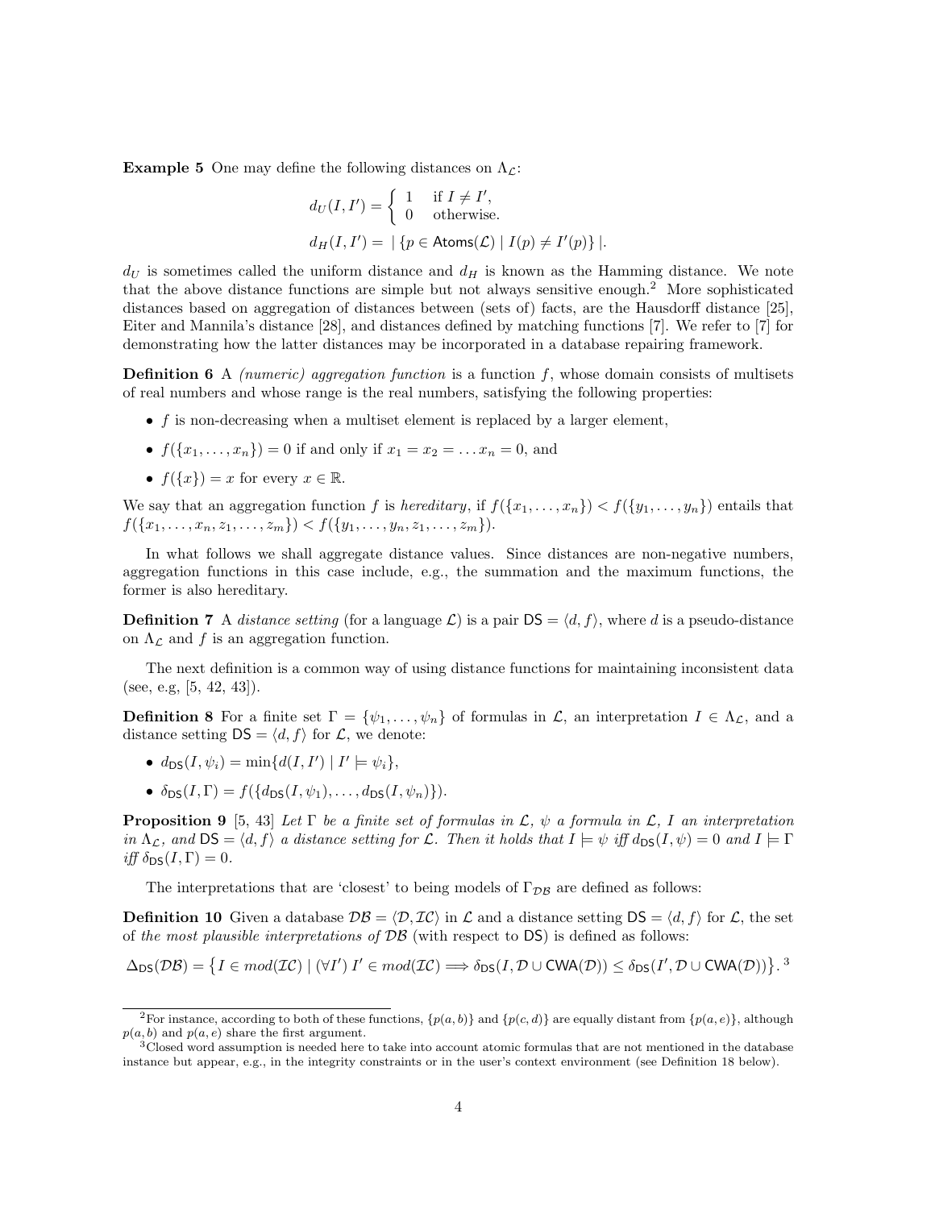**Example 5** One may define the following distances on $\Lambda_{\mathcal{L}}$:

$$d_U(I, I') = \begin{cases} 1 & \text{if } I \neq I', \\ 0 & \text{otherwise.} \end{cases}$$

$$d_H(I, I') = \mid \{p \in \mathsf{Atoms}(\mathcal{L}) \mid I(p) \neq I'(p)\} \mid.$$

$d_U$ is sometimes called the uniform distance and $d_H$ is known as the Hamming distance. We note that the above distance functions are simple but not always sensitive enough.[2] More sophisticated distances based on aggregation of distances between (sets of) facts, are the Hausdorff distance [25], Eiter and Mannila's distance [28], and distances defined by matching functions [7]. We refer to [7] for demonstrating how the latter distances may be incorporated in a database repairing framework.

**Definition 6** A *(numeric) aggregation function* is a function $f$, whose domain consists of multisets of real numbers and whose range is the real numbers, satisfying the following properties:

- $f$ is non-decreasing when a multiset element is replaced by a larger element,
- $f(\{x_1, \ldots, x_n\}) = 0$ if and only if $x_1 = x_2 = \ldots x_n = 0$, and
- $f(\{x\}) = x$ for every $x \in \mathbb{R}$.

We say that an aggregation function $f$ is *hereditary*, if $f(\{x_1, \ldots, x_n\}) < f(\{y_1, \ldots, y_n\})$ entails that $f(\{x_1, \ldots, x_n, z_1, \ldots, z_m\}) < f(\{y_1, \ldots, y_n, z_1, \ldots, z_m\})$.

In what follows we shall aggregate distance values. Since distances are non-negative numbers, aggregation functions in this case include, e.g., the summation and the maximum functions, the former is also hereditary.

**Definition 7** A *distance setting* (for a language $\mathcal{L}$) is a pair $\mathsf{DS} = \langle d, f \rangle$, where $d$ is a pseudo-distance on $\Lambda_{\mathcal{L}}$ and $f$ is an aggregation function.

The next definition is a common way of using distance functions for maintaining inconsistent data (see, e.g, [5, 42, 43]).

**Definition 8** For a finite set $\Gamma = \{\psi_1, \ldots, \psi_n\}$ of formulas in $\mathcal{L}$, an interpretation $I \in \Lambda_{\mathcal{L}}$, and a distance setting $\mathsf{DS} = \langle d, f \rangle$ for $\mathcal{L}$, we denote:

- $d_{\mathsf{DS}}(I, \psi_i) = \min\{d(I, I') \mid I' \models \psi_i\}$,
- $\delta_{\mathsf{DS}}(I, \Gamma) = f(\{d_{\mathsf{DS}}(I, \psi_1), \ldots, d_{\mathsf{DS}}(I, \psi_n)\})$.

**Proposition 9** [5, 43] *Let $\Gamma$ be a finite set of formulas in $\mathcal{L}$, $\psi$ a formula in $\mathcal{L}$, $I$ an interpretation in $\Lambda_{\mathcal{L}}$, and $\mathsf{DS} = \langle d, f \rangle$ a distance setting for $\mathcal{L}$. Then it holds that $I \models \psi$ iff $d_{\mathsf{DS}}(I, \psi) = 0$ and $I \models \Gamma$ iff $\delta_{\mathsf{DS}}(I, \Gamma) = 0$.*

The interpretations that are 'closest' to being models of $\Gamma_{\mathcal{DB}}$ are defined as follows:

**Definition 10** Given a database $\mathcal{DB} = \langle \mathcal{D}, \mathcal{IC} \rangle$ in $\mathcal{L}$ and a distance setting $\mathsf{DS} = \langle d, f \rangle$ for $\mathcal{L}$, the set of *the most plausible interpretations of $\mathcal{DB}$* (with respect to $\mathsf{DS}$) is defined as follows:

$$\Delta_{\mathsf{DS}}(\mathcal{DB}) = \big\{ I \in mod(\mathcal{IC}) \mid (\forall I')\; I' \in mod(\mathcal{IC}) \Longrightarrow \delta_{\mathsf{DS}}(I, \mathcal{D} \cup \mathsf{CWA}(\mathcal{D})) \leq \delta_{\mathsf{DS}}(I', \mathcal{D} \cup \mathsf{CWA}(\mathcal{D})) \big\}.$$ [3]

---

[2] For instance, according to both of these functions, $\{p(a, b)\}$ and $\{p(c, d)\}$ are equally distant from $\{p(a, e)\}$, although $p(a, b)$ and $p(a, e)$ share the first argument.

[3] Closed word assumption is needed here to take into account atomic formulas that are not mentioned in the database instance but appear, e.g., in the integrity constraints or in the user's context environment (see Definition 18 below).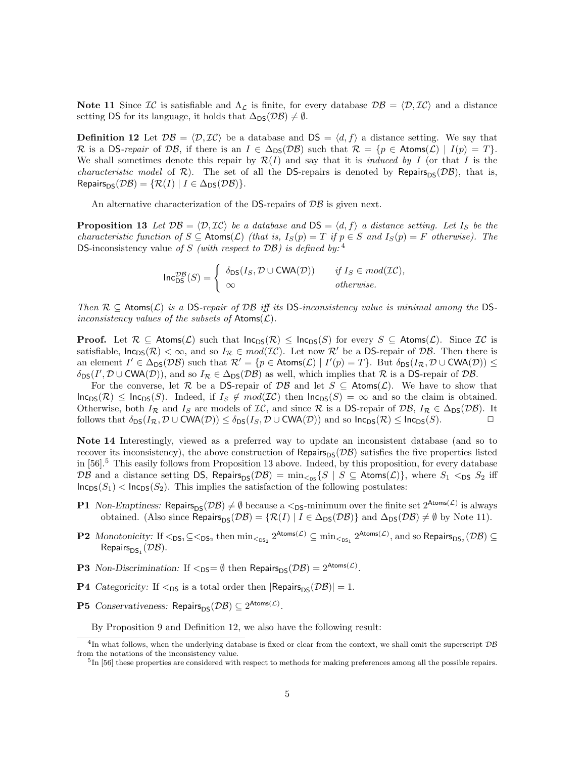**Note 11** Since $\mathcal{IC}$ is satisfiable and $\Lambda_{\mathcal{L}}$ is finite, for every database $\mathcal{DB} = \langle \mathcal{D}, \mathcal{IC} \rangle$ and a distance setting $\mathsf{DS}$ for its language, it holds that $\Delta_{\mathsf{DS}}(\mathcal{DB}) \neq \emptyset$.

**Definition 12** Let $\mathcal{DB} = \langle \mathcal{D}, \mathcal{IC} \rangle$ be a database and $\mathsf{DS} = \langle d, f \rangle$ a distance setting. We say that $\mathcal{R}$ is a $\mathsf{DS}$-*repair* of $\mathcal{DB}$, if there is an $I \in \Delta_{\mathsf{DS}}(\mathcal{DB})$ such that $\mathcal{R} = \{p \in \mathsf{Atoms}(\mathcal{L}) \mid I(p) = T\}$. We shall sometimes denote this repair by $\mathcal{R}(I)$ and say that it is *induced by* $I$ (or that $I$ is the *characteristic model* of $\mathcal{R}$). The set of all the $\mathsf{DS}$-repairs is denoted by $\mathsf{Repairs}_{\mathsf{DS}}(\mathcal{DB})$, that is, $\mathsf{Repairs}_{\mathsf{DS}}(\mathcal{DB}) = \{\mathcal{R}(I) \mid I \in \Delta_{\mathsf{DS}}(\mathcal{DB})\}$.

An alternative characterization of the $\mathsf{DS}$-repairs of $\mathcal{DB}$ is given next.

**Proposition 13** *Let $\mathcal{DB} = \langle \mathcal{D}, \mathcal{IC} \rangle$ be a database and $\mathsf{DS} = \langle d, f \rangle$ a distance setting. Let $I_S$ be the characteristic function of $S \subseteq \mathsf{Atoms}(\mathcal{L})$ (that is, $I_S(p) = T$ if $p \in S$ and $I_S(p) = F$ otherwise). The* $\mathsf{DS}$-inconsistency value *of $S$ (with respect to $\mathcal{DB}$) is defined by:*[4]

$$\mathsf{Inc}^{\mathcal{DB}}_{\mathsf{DS}}(S) = \begin{cases} \delta_{\mathsf{DS}}(I_S, \mathcal{D} \cup \mathsf{CWA}(\mathcal{D})) & \text{if } I_S \in mod(\mathcal{IC}), \\ \infty & \text{otherwise.} \end{cases}$$

*Then $\mathcal{R} \subseteq \mathsf{Atoms}(\mathcal{L})$ is a $\mathsf{DS}$-repair of $\mathcal{DB}$ iff its $\mathsf{DS}$-inconsistency value is minimal among the $\mathsf{DS}$-inconsistency values of the subsets of $\mathsf{Atoms}(\mathcal{L})$.*

**Proof.** Let $\mathcal{R} \subseteq \mathsf{Atoms}(\mathcal{L})$ such that $\mathsf{Inc}_{\mathsf{DS}}(\mathcal{R}) \leq \mathsf{Inc}_{\mathsf{DS}}(S)$ for every $S \subseteq \mathsf{Atoms}(\mathcal{L})$. Since $\mathcal{IC}$ is satisfiable, $\mathsf{Inc}_{\mathsf{DS}}(\mathcal{R}) < \infty$, and so $I_{\mathcal{R}} \in mod(\mathcal{IC})$. Let now $\mathcal{R}'$ be a $\mathsf{DS}$-repair of $\mathcal{DB}$. Then there is an element $I' \in \Delta_{\mathsf{DS}}(\mathcal{DB})$ such that $\mathcal{R}' = \{p \in \mathsf{Atoms}(\mathcal{L}) \mid I'(p) = T\}$. But $\delta_{\mathsf{DS}}(I_{\mathcal{R}}, \mathcal{D} \cup \mathsf{CWA}(\mathcal{D})) \leq \delta_{\mathsf{DS}}(I', \mathcal{D} \cup \mathsf{CWA}(\mathcal{D}))$, and so $I_{\mathcal{R}} \in \Delta_{\mathsf{DS}}(\mathcal{DB})$ as well, which implies that $\mathcal{R}$ is a $\mathsf{DS}$-repair of $\mathcal{DB}$.

For the converse, let $\mathcal{R}$ be a $\mathsf{DS}$-repair of $\mathcal{DB}$ and let $S \subseteq \mathsf{Atoms}(\mathcal{L})$. We have to show that $\mathsf{Inc}_{\mathsf{DS}}(\mathcal{R}) \leq \mathsf{Inc}_{\mathsf{DS}}(S)$. Indeed, if $I_S \notin mod(\mathcal{IC})$ then $\mathsf{Inc}_{\mathsf{DS}}(S) = \infty$ and so the claim is obtained. Otherwise, both $I_{\mathcal{R}}$ and $I_S$ are models of $\mathcal{IC}$, and since $\mathcal{R}$ is a $\mathsf{DS}$-repair of $\mathcal{DB}$, $I_{\mathcal{R}} \in \Delta_{\mathsf{DS}}(\mathcal{DB})$. It follows that $\delta_{\mathsf{DS}}(I_{\mathcal{R}}, \mathcal{D} \cup \mathsf{CWA}(\mathcal{D})) \leq \delta_{\mathsf{DS}}(I_S, \mathcal{D} \cup \mathsf{CWA}(\mathcal{D}))$ and so $\mathsf{Inc}_{\mathsf{DS}}(\mathcal{R}) \leq \mathsf{Inc}_{\mathsf{DS}}(S)$. □

**Note 14** Interestingly, viewed as a preferred way to update an inconsistent database (and so to recover its inconsistency), the above construction of $\mathsf{Repairs}_{\mathsf{DS}}(\mathcal{DB})$ satisfies the five properties listed in [56].[5] This easily follows from Proposition 13 above. Indeed, by this proposition, for every database $\mathcal{DB}$ and a distance setting $\mathsf{DS}$, $\mathsf{Repairs}_{\mathsf{DS}}(\mathcal{DB}) = \min_{<_{\mathsf{DS}}}\{S \mid S \subseteq \mathsf{Atoms}(\mathcal{L})\}$, where $S_1 <_{\mathsf{DS}} S_2$ iff $\mathsf{Inc}_{\mathsf{DS}}(S_1) < \mathsf{Inc}_{\mathsf{DS}}(S_2)$. This implies the satisfaction of the following postulates:

- **P1** *Non-Emptiness:* $\mathsf{Repairs}_{\mathsf{DS}}(\mathcal{DB}) \neq \emptyset$ because a $<_{\mathsf{DS}}$-minimum over the finite set $2^{\mathsf{Atoms}(\mathcal{L})}$ is always obtained. (Also since $\mathsf{Repairs}_{\mathsf{DS}}(\mathcal{DB}) = \{\mathcal{R}(I) \mid I \in \Delta_{\mathsf{DS}}(\mathcal{DB})\}$ and $\Delta_{\mathsf{DS}}(\mathcal{DB}) \neq \emptyset$ by Note 11).
- **P2** *Monotonicity:* If $<_{\mathsf{DS}_1} \subseteq <_{\mathsf{DS}_2}$ then $\min_{<_{\mathsf{DS}_2}} 2^{\mathsf{Atoms}(\mathcal{L})} \subseteq \min_{<_{\mathsf{DS}_1}} 2^{\mathsf{Atoms}(\mathcal{L})}$, and so $\mathsf{Repairs}_{\mathsf{DS}_2}(\mathcal{DB}) \subseteq \mathsf{Repairs}_{\mathsf{DS}_1}(\mathcal{DB})$.
- **P3** *Non-Discrimination:* If $<_{\mathsf{DS}} = \emptyset$ then $\mathsf{Repairs}_{\mathsf{DS}}(\mathcal{DB}) = 2^{\mathsf{Atoms}(\mathcal{L})}$.
- **P4** *Categoricity:* If $<_{\mathsf{DS}}$ is a total order then $|\mathsf{Repairs}_{\mathsf{DS}}(\mathcal{DB})| = 1$.
- **P5** *Conservativeness:* $\mathsf{Repairs}_{\mathsf{DS}}(\mathcal{DB}) \subseteq 2^{\mathsf{Atoms}(\mathcal{L})}$.

By Proposition 9 and Definition 12, we also have the following result:

[4] In what follows, when the underlying database is fixed or clear from the context, we shall omit the superscript $\mathcal{DB}$ from the notations of the inconsistency value.

[5] In [56] these properties are considered with respect to methods for making preferences among all the possible repairs.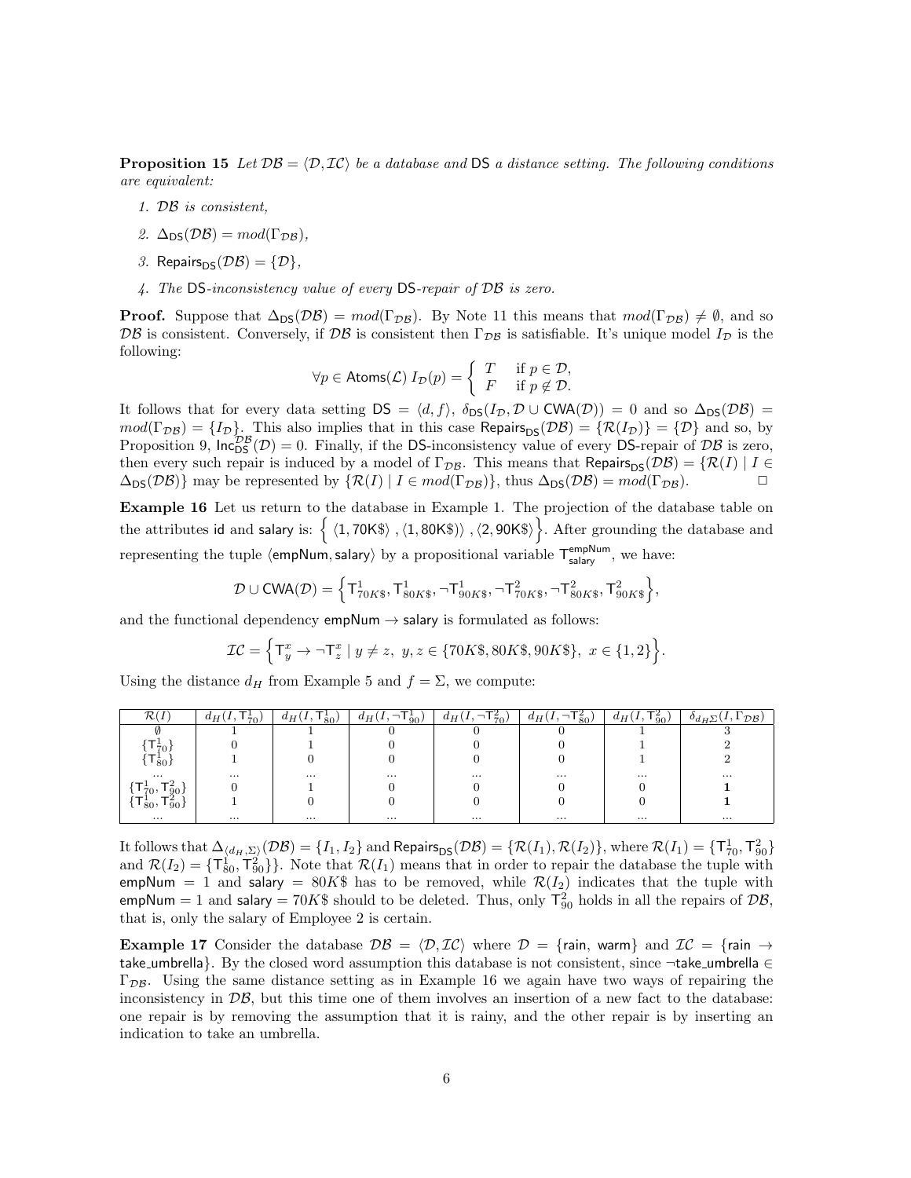**Proposition 15** *Let $\mathcal{DB} = \langle \mathcal{D}, \mathcal{IC} \rangle$ be a database and $\mathsf{DS}$ a distance setting. The following conditions are equivalent:*

1. *$\mathcal{DB}$ is consistent,*
2. *$\Delta_{\mathsf{DS}}(\mathcal{DB}) = mod(\Gamma_{\mathcal{DB}})$,*
3. *$\mathsf{Repairs}_{\mathsf{DS}}(\mathcal{DB}) = \{\mathcal{D}\}$,*
4. *The $\mathsf{DS}$-inconsistency value of every $\mathsf{DS}$-repair of $\mathcal{DB}$ is zero.*

**Proof.** Suppose that $\Delta_{\mathsf{DS}}(\mathcal{DB}) = mod(\Gamma_{\mathcal{DB}})$. By Note 11 this means that $mod(\Gamma_{\mathcal{DB}}) \neq \emptyset$, and so $\mathcal{DB}$ is consistent. Conversely, if $\mathcal{DB}$ is consistent then $\Gamma_{\mathcal{DB}}$ is satisfiable. It's unique model $I_{\mathcal{D}}$ is the following:

$$\forall p \in \mathsf{Atoms}(\mathcal{L})\ I_{\mathcal{D}}(p) = \begin{cases} T & \text{if } p \in \mathcal{D}, \\ F & \text{if } p \notin \mathcal{D}. \end{cases}$$

It follows that for every data setting $\mathsf{DS} = \langle d, f \rangle$, $\delta_{\mathsf{DS}}(I_{\mathcal{D}}, \mathcal{D} \cup \mathsf{CWA}(\mathcal{D})) = 0$ and so $\Delta_{\mathsf{DS}}(\mathcal{DB}) = mod(\Gamma_{\mathcal{DB}}) = \{I_{\mathcal{D}}\}$. This also implies that in this case $\mathsf{Repairs}_{\mathsf{DS}}(\mathcal{DB}) = \{\mathcal{R}(I_{\mathcal{D}})\} = \{\mathcal{D}\}$ and so, by Proposition 9, $\mathsf{Inc}^{\mathcal{DB}}_{\mathsf{DS}}(\mathcal{D}) = 0$. Finally, if the $\mathsf{DS}$-inconsistency value of every $\mathsf{DS}$-repair of $\mathcal{DB}$ is zero, then every such repair is induced by a model of $\Gamma_{\mathcal{DB}}$. This means that $\mathsf{Repairs}_{\mathsf{DS}}(\mathcal{DB}) = \{\mathcal{R}(I) \mid I \in \Delta_{\mathsf{DS}}(\mathcal{DB})\}$ may be represented by $\{\mathcal{R}(I) \mid I \in mod(\Gamma_{\mathcal{DB}})\}$, thus $\Delta_{\mathsf{DS}}(\mathcal{DB}) = mod(\Gamma_{\mathcal{DB}})$. □

**Example 16** Let us return to the database in Example 1. The projection of the database table on the attributes id and salary is: $\Big\{ \langle 1, 70\text{K\$} \rangle, \langle 1, 80\text{K\$} \rangle \rangle, \langle 2, 90\text{K\$} \rangle \Big\}$. After grounding the database and representing the tuple $\langle \mathsf{empNum}, \mathsf{salary} \rangle$ by a propositional variable $\mathsf{T}^{\mathsf{empNum}}_{\mathsf{salary}}$, we have:

$$\mathcal{D} \cup \mathsf{CWA}(\mathcal{D}) = \Big\{ \mathsf{T}^1_{70K\$}, \mathsf{T}^1_{80K\$}, \neg\mathsf{T}^1_{90K\$}, \neg\mathsf{T}^2_{70K\$}, \neg\mathsf{T}^2_{80K\$}, \mathsf{T}^2_{90K\$} \Big\},$$

and the functional dependency $\mathsf{empNum} \rightarrow \mathsf{salary}$ is formulated as follows:

$$\mathcal{IC} = \Big\{ \mathsf{T}^x_y \rightarrow \neg\mathsf{T}^x_z \mid y \neq z,\ y, z \in \{70K\$, 80K\$, 90K\$\},\ x \in \{1, 2\} \Big\}.$$

Using the distance $d_H$ from Example 5 and $f = \Sigma$, we compute:

| $\mathcal{R}(I)$ | $d_H(I, \mathsf{T}^1_{70})$ | $d_H(I, \mathsf{T}^1_{80})$ | $d_H(I, \neg\mathsf{T}^1_{90})$ | $d_H(I, \neg\mathsf{T}^2_{70})$ | $d_H(I, \neg\mathsf{T}^2_{80})$ | $d_H(I, \mathsf{T}^2_{90})$ | $\delta_{d_H \Sigma}(I, \Gamma_{\mathcal{DB}})$ |
|---|---|---|---|---|---|---|---|
| $\emptyset$ | 1 | 1 | 0 | 0 | 0 | 1 | 3 |
| $\{\mathsf{T}^1_{70}\}$ | 0 | 1 | 0 | 0 | 0 | 1 | 2 |
| $\{\mathsf{T}^1_{80}\}$ | 1 | 0 | 0 | 0 | 0 | 1 | 2 |
| ... | ... | ... | ... | ... | ... | ... | ... |
| $\{\mathsf{T}^1_{70}, \mathsf{T}^2_{90}\}$ | 0 | 1 | 0 | 0 | 0 | 0 | **1** |
| $\{\mathsf{T}^1_{80}, \mathsf{T}^2_{90}\}$ | 1 | 0 | 0 | 0 | 0 | 0 | **1** |
| ... | ... | ... | ... | ... | ... | ... | ... |

It follows that $\Delta_{\langle d_H, \Sigma \rangle}(\mathcal{DB}) = \{I_1, I_2\}$ and $\mathsf{Repairs}_{\mathsf{DS}}(\mathcal{DB}) = \{\mathcal{R}(I_1), \mathcal{R}(I_2)\}$, where $\mathcal{R}(I_1) = \{\mathsf{T}^1_{70}, \mathsf{T}^2_{90}\}$ and $\mathcal{R}(I_2) = \{\mathsf{T}^1_{80}, \mathsf{T}^2_{90}\}\}$. Note that $\mathcal{R}(I_1)$ means that in order to repair the database the tuple with $\mathsf{empNum} = 1$ and $\mathsf{salary} = 80K\$$ has to be removed, while $\mathcal{R}(I_2)$ indicates that the tuple with $\mathsf{empNum} = 1$ and $\mathsf{salary} = 70K\$$ should to be deleted. Thus, only $\mathsf{T}^2_{90}$ holds in all the repairs of $\mathcal{DB}$, that is, only the salary of Employee 2 is certain.

**Example 17** Consider the database $\mathcal{DB} = \langle \mathcal{D}, \mathcal{IC} \rangle$ where $\mathcal{D} = \{\mathsf{rain}, \mathsf{warm}\}$ and $\mathcal{IC} = \{\mathsf{rain} \rightarrow \mathsf{take\_umbrella}\}$. By the closed word assumption this database is not consistent, since $\neg\mathsf{take\_umbrella} \in \Gamma_{\mathcal{DB}}$. Using the same distance setting as in Example 16 we again have two ways of repairing the inconsistency in $\mathcal{DB}$, but this time one of them involves an insertion of a new fact to the database: one repair is by removing the assumption that it is rainy, and the other repair is by inserting an indication to take an umbrella.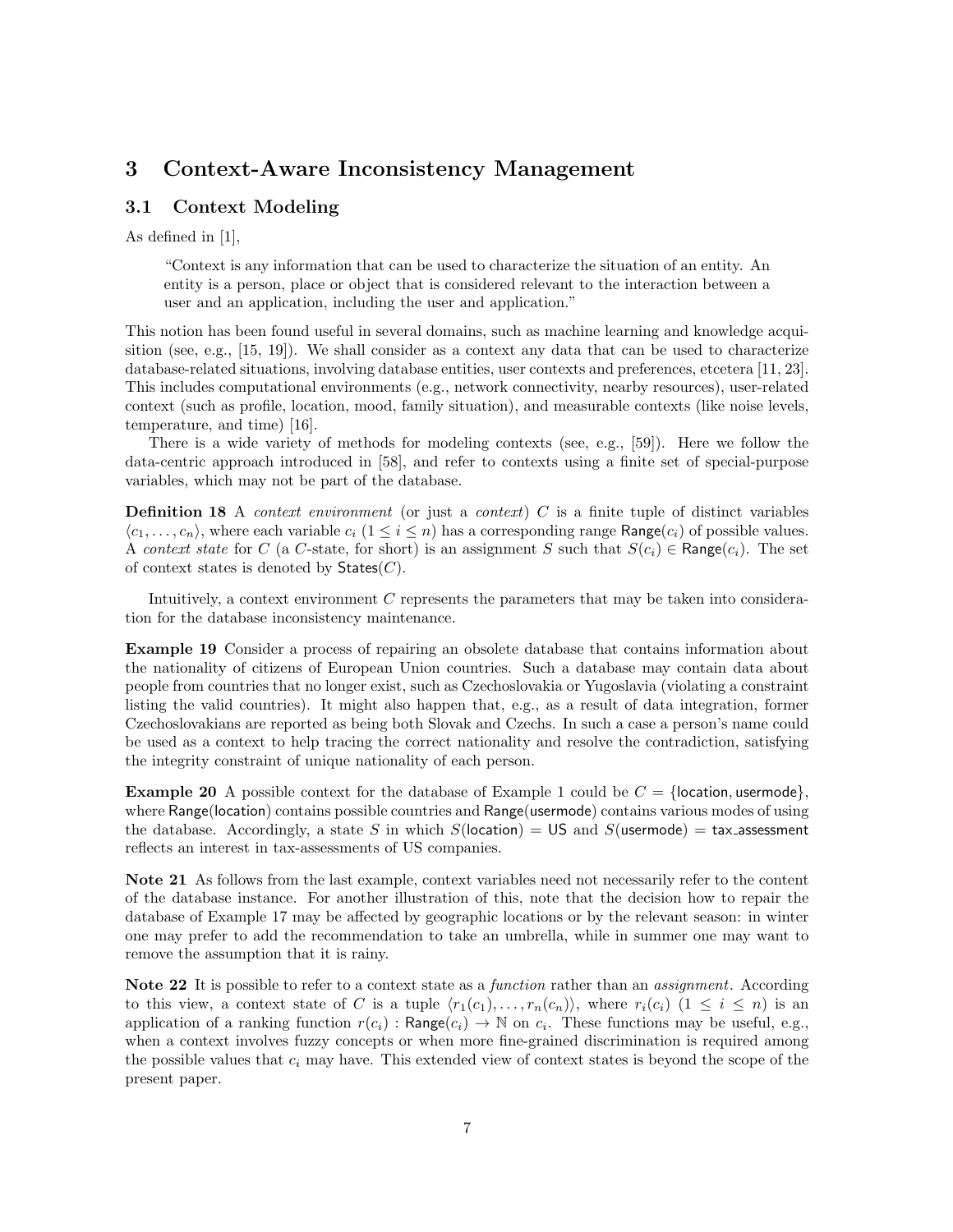## 3 Context-Aware Inconsistency Management

### 3.1 Context Modeling

As defined in [1],

> "Context is any information that can be used to characterize the situation of an entity. An entity is a person, place or object that is considered relevant to the interaction between a user and an application, including the user and application."

This notion has been found useful in several domains, such as machine learning and knowledge acquisition (see, e.g., [15, 19]). We shall consider as a context any data that can be used to characterize database-related situations, involving database entities, user contexts and preferences, etcetera [11, 23]. This includes computational environments (e.g., network connectivity, nearby resources), user-related context (such as profile, location, mood, family situation), and measurable contexts (like noise levels, temperature, and time) [16].

There is a wide variety of methods for modeling contexts (see, e.g., [59]). Here we follow the data-centric approach introduced in [58], and refer to contexts using a finite set of special-purpose variables, which may not be part of the database.

**Definition 18** A *context environment* (or just a *context*) $C$ is a finite tuple of distinct variables $\langle c_1, \ldots, c_n \rangle$, where each variable $c_i$ ($1 \leq i \leq n$) has a corresponding range $\mathsf{Range}(c_i)$ of possible values. A *context state* for $C$ (a $C$-state, for short) is an assignment $S$ such that $S(c_i) \in \mathsf{Range}(c_i)$. The set of context states is denoted by $\mathsf{States}(C)$.

Intuitively, a context environment $C$ represents the parameters that may be taken into consideration for the database inconsistency maintenance.

**Example 19** Consider a process of repairing an obsolete database that contains information about the nationality of citizens of European Union countries. Such a database may contain data about people from countries that no longer exist, such as Czechoslovakia or Yugoslavia (violating a constraint listing the valid countries). It might also happen that, e.g., as a result of data integration, former Czechoslovakians are reported as being both Slovak and Czechs. In such a case a person's name could be used as a context to help tracing the correct nationality and resolve the contradiction, satisfying the integrity constraint of unique nationality of each person.

**Example 20** A possible context for the database of Example 1 could be $C = \{\mathsf{location}, \mathsf{usermode}\}$, where $\mathsf{Range}(\mathsf{location})$ contains possible countries and $\mathsf{Range}(\mathsf{usermode})$ contains various modes of using the database. Accordingly, a state $S$ in which $S(\mathsf{location}) = \mathsf{US}$ and $S(\mathsf{usermode}) = \mathsf{tax\_assessment}$ reflects an interest in tax-assessments of US companies.

**Note 21** As follows from the last example, context variables need not necessarily refer to the content of the database instance. For another illustration of this, note that the decision how to repair the database of Example 17 may be affected by geographic locations or by the relevant season: in winter one may prefer to add the recommendation to take an umbrella, while in summer one may want to remove the assumption that it is rainy.

**Note 22** It is possible to refer to a context state as a *function* rather than an *assignment*. According to this view, a context state of $C$ is a tuple $\langle r_1(c_1), \ldots, r_n(c_n) \rangle$, where $r_i(c_i)$ ($1 \leq i \leq n$) is an application of a ranking function $r(c_i) : \mathsf{Range}(c_i) \to \mathbb{N}$ on $c_i$. These functions may be useful, e.g., when a context involves fuzzy concepts or when more fine-grained discrimination is required among the possible values that $c_i$ may have. This extended view of context states is beyond the scope of the present paper.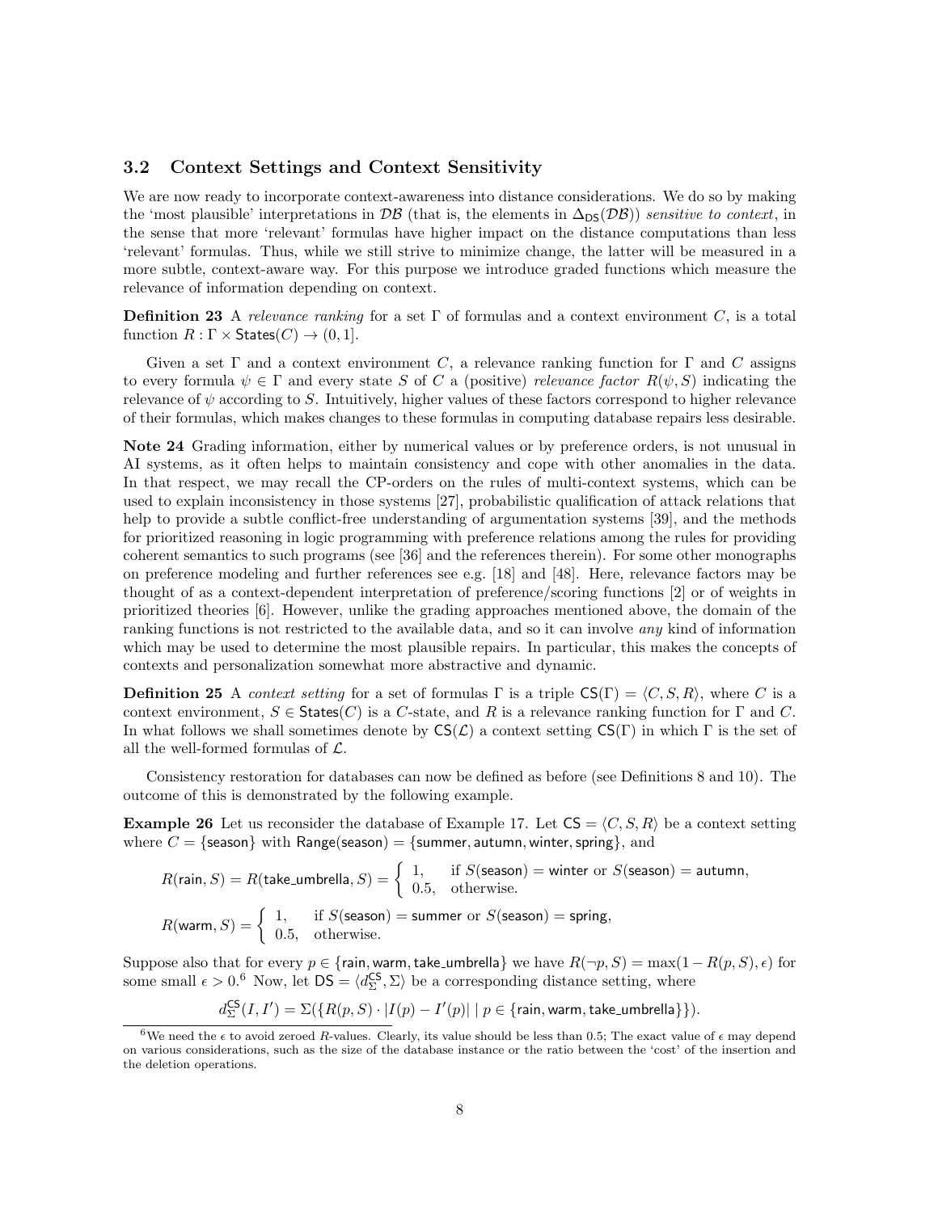### 3.2 Context Settings and Context Sensitivity

We are now ready to incorporate context-awareness into distance considerations. We do so by making the 'most plausible' interpretations in $\mathcal{DB}$ (that is, the elements in $\Delta_{\mathsf{DS}}(\mathcal{DB})$) *sensitive to context*, in the sense that more 'relevant' formulas have higher impact on the distance computations than less 'relevant' formulas. Thus, while we still strive to minimize change, the latter will be measured in a more subtle, context-aware way. For this purpose we introduce graded functions which measure the relevance of information depending on context.

**Definition 23** A *relevance ranking* for a set $\Gamma$ of formulas and a context environment $C$, is a total function $R : \Gamma \times \mathsf{States}(C) \to (0, 1]$.

Given a set $\Gamma$ and a context environment $C$, a relevance ranking function for $\Gamma$ and $C$ assigns to every formula $\psi \in \Gamma$ and every state $S$ of $C$ a (positive) *relevance factor* $R(\psi, S)$ indicating the relevance of $\psi$ according to $S$. Intuitively, higher values of these factors correspond to higher relevance of their formulas, which makes changes to these formulas in computing database repairs less desirable.

**Note 24** Grading information, either by numerical values or by preference orders, is not unusual in AI systems, as it often helps to maintain consistency and cope with other anomalies in the data. In that respect, we may recall the CP-orders on the rules of multi-context systems, which can be used to explain inconsistency in those systems [27], probabilistic qualification of attack relations that help to provide a subtle conflict-free understanding of argumentation systems [39], and the methods for prioritized reasoning in logic programming with preference relations among the rules for providing coherent semantics to such programs (see [36] and the references therein). For some other monographs on preference modeling and further references see e.g. [18] and [48]. Here, relevance factors may be thought of as a context-dependent interpretation of preference/scoring functions [2] or of weights in prioritized theories [6]. However, unlike the grading approaches mentioned above, the domain of the ranking functions is not restricted to the available data, and so it can involve *any* kind of information which may be used to determine the most plausible repairs. In particular, this makes the concepts of contexts and personalization somewhat more abstractive and dynamic.

**Definition 25** A *context setting* for a set of formulas $\Gamma$ is a triple $\mathsf{CS}(\Gamma) = \langle C, S, R\rangle$, where $C$ is a context environment, $S \in \mathsf{States}(C)$ is a $C$-state, and $R$ is a relevance ranking function for $\Gamma$ and $C$. In what follows we shall sometimes denote by $\mathsf{CS}(\mathcal{L})$ a context setting $\mathsf{CS}(\Gamma)$ in which $\Gamma$ is the set of all the well-formed formulas of $\mathcal{L}$.

Consistency restoration for databases can now be defined as before (see Definitions 8 and 10). The outcome of this is demonstrated by the following example.

**Example 26** Let us reconsider the database of Example 17. Let $\mathsf{CS} = \langle C, S, R\rangle$ be a context setting where $C = \{\mathsf{season}\}$ with $\mathsf{Range}(\mathsf{season}) = \{\mathsf{summer}, \mathsf{autumn}, \mathsf{winter}, \mathsf{spring}\}$, and

$$R(\mathsf{rain}, S) = R(\mathsf{take\_umbrella}, S) = \begin{cases} 1, & \text{if } S(\mathsf{season}) = \mathsf{winter} \text{ or } S(\mathsf{season}) = \mathsf{autumn}, \\ 0.5, & \text{otherwise.} \end{cases}$$

$$R(\mathsf{warm}, S) = \begin{cases} 1, & \text{if } S(\mathsf{season}) = \mathsf{summer} \text{ or } S(\mathsf{season}) = \mathsf{spring}, \\ 0.5, & \text{otherwise.} \end{cases}$$

Suppose also that for every $p \in \{\mathsf{rain}, \mathsf{warm}, \mathsf{take\_umbrella}\}$ we have $R(\neg p, S) = \max(1 - R(p, S), \epsilon)$ for some small $\epsilon > 0$.[6] Now, let $\mathsf{DS} = \langle d^{\mathsf{CS}}_{\Sigma}, \Sigma\rangle$ be a corresponding distance setting, where

$$d^{\mathsf{CS}}_{\Sigma}(I, I') = \Sigma(\{R(p, S) \cdot |I(p) - I'(p)| \mid p \in \{\mathsf{rain}, \mathsf{warm}, \mathsf{take\_umbrella}\}\}).$$

[6] We need the $\epsilon$ to avoid zeroed $R$-values. Clearly, its value should be less than 0.5; The exact value of $\epsilon$ may depend on various considerations, such as the size of the database instance or the ratio between the 'cost' of the insertion and the deletion operations.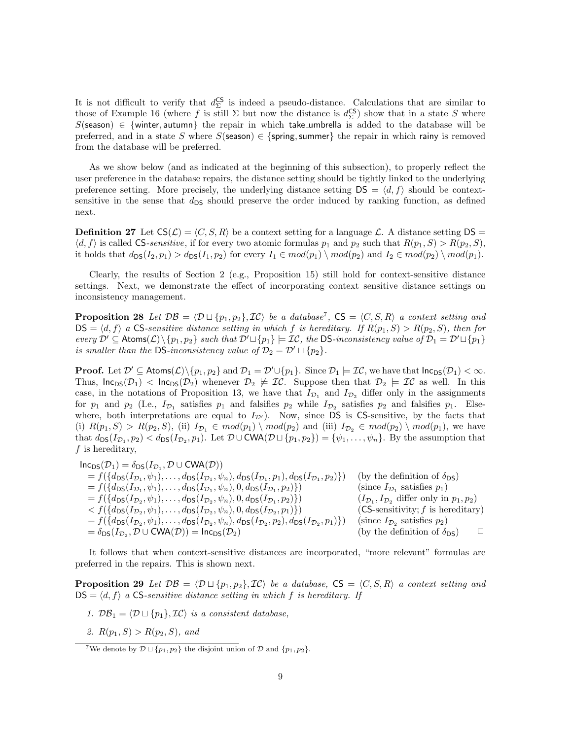It is not difficult to verify that $d^{\mathsf{CS}}_{\Sigma}$ is indeed a pseudo-distance. Calculations that are similar to those of Example 16 (where $f$ is still $\Sigma$ but now the distance is $d^{\mathsf{CS}}_{\Sigma}$) show that in a state $S$ where $S(\mathsf{season}) \in \{\mathsf{winter}, \mathsf{autumn}\}$ the repair in which $\mathsf{take\_umbrella}$ is added to the database will be preferred, and in a state $S$ where $S(\mathsf{season}) \in \{\mathsf{spring}, \mathsf{summer}\}$ the repair in which $\mathsf{rainy}$ is removed from the database will be preferred.

As we show below (and as indicated at the beginning of this subsection), to properly reflect the user preference in the database repairs, the distance setting should be tightly linked to the underlying preference setting. More precisely, the underlying distance setting $\mathsf{DS} = \langle d, f\rangle$ should be context-sensitive in the sense that $d_{\mathsf{DS}}$ should preserve the order induced by ranking function, as defined next.

**Definition 27** Let $\mathsf{CS}(\mathcal{L}) = \langle C, S, R\rangle$ be a context setting for a language $\mathcal{L}$. A distance setting $\mathsf{DS} = \langle d, f\rangle$ is called $\mathsf{CS}$*-sensitive*, if for every two atomic formulas $p_1$ and $p_2$ such that $R(p_1, S) > R(p_2, S)$, it holds that $d_{\mathsf{DS}}(I_2, p_1) > d_{\mathsf{DS}}(I_1, p_2)$ for every $I_1 \in mod(p_1) \setminus mod(p_2)$ and $I_2 \in mod(p_2) \setminus mod(p_1)$.

Clearly, the results of Section 2 (e.g., Proposition 15) still hold for context-sensitive distance settings. Next, we demonstrate the effect of incorporating context sensitive distance settings on inconsistency management.

**Proposition 28** *Let $\mathcal{DB} = \langle \mathcal{D} \sqcup \{p_1, p_2\}, \mathcal{IC}\rangle$ be a database*[7]*, $\mathsf{CS} = \langle C, S, R\rangle$ a context setting and $\mathsf{DS} = \langle d, f\rangle$ a $\mathsf{CS}$-sensitive distance setting in which $f$ is hereditary. If $R(p_1, S) > R(p_2, S)$, then for every $\mathcal{D}' \subseteq \mathsf{Atoms}(\mathcal{L}) \setminus \{p_1, p_2\}$ such that $\mathcal{D}' \sqcup \{p_1\} \models \mathcal{IC}$, the $\mathsf{DS}$-inconsistency value of $\mathcal{D}_1 = \mathcal{D}' \sqcup \{p_1\}$ is smaller than the $\mathsf{DS}$-inconsistency value of $\mathcal{D}_2 = \mathcal{D}' \sqcup \{p_2\}$.*

**Proof.** Let $\mathcal{D}' \subseteq \mathsf{Atoms}(\mathcal{L}) \setminus \{p_1, p_2\}$ and $\mathcal{D}_1 = \mathcal{D}' \cup \{p_1\}$. Since $\mathcal{D}_1 \models \mathcal{IC}$, we have that $\mathsf{Inc}_{\mathsf{DS}}(\mathcal{D}_1) < \infty$. Thus, $\mathsf{Inc}_{\mathsf{DS}}(\mathcal{D}_1) < \mathsf{Inc}_{\mathsf{DS}}(\mathcal{D}_2)$ whenever $\mathcal{D}_2 \not\models \mathcal{IC}$. Suppose then that $\mathcal{D}_2 \models \mathcal{IC}$ as well. In this case, in the notations of Proposition 13, we have that $I_{\mathcal{D}_1}$ and $I_{\mathcal{D}_2}$ differ only in the assignments for $p_1$ and $p_2$ (I.e., $I_{\mathcal{D}_1}$ satisfies $p_1$ and falsifies $p_2$ while $I_{\mathcal{D}_2}$ satisfies $p_2$ and falsifies $p_1$. Elsewhere, both interpretations are equal to $I_{\mathcal{D}'}$). Now, since $\mathsf{DS}$ is $\mathsf{CS}$-sensitive, by the facts that (i) $R(p_1, S) > R(p_2, S)$, (ii) $I_{\mathcal{D}_1} \in mod(p_1) \setminus mod(p_2)$ and (iii) $I_{\mathcal{D}_2} \in mod(p_2) \setminus mod(p_1)$, we have that $d_{\mathsf{DS}}(I_{\mathcal{D}_1}, p_2) < d_{\mathsf{DS}}(I_{\mathcal{D}_2}, p_1)$. Let $\mathcal{D} \cup \mathsf{CWA}(\mathcal{D} \sqcup \{p_1, p_2\}) = \{\psi_1, \ldots, \psi_n\}$. By the assumption that $f$ is hereditary,

$$
\begin{array}{lr}
\mathsf{Inc}_{\mathsf{DS}}(\mathcal{D}_1) = \delta_{\mathsf{DS}}(I_{\mathcal{D}_1}, \mathcal{D} \cup \mathsf{CWA}(\mathcal{D})) & \\
\quad = f(\{d_{\mathsf{DS}}(I_{\mathcal{D}_1}, \psi_1), \ldots, d_{\mathsf{DS}}(I_{\mathcal{D}_1}, \psi_n), d_{\mathsf{DS}}(I_{\mathcal{D}_1}, p_1), d_{\mathsf{DS}}(I_{\mathcal{D}_1}, p_2)\}) & \text{(by the definition of } \delta_{\mathsf{DS}}) \\
\quad = f(\{d_{\mathsf{DS}}(I_{\mathcal{D}_1}, \psi_1), \ldots, d_{\mathsf{DS}}(I_{\mathcal{D}_1}, \psi_n), 0, d_{\mathsf{DS}}(I_{\mathcal{D}_1}, p_2)\}) & \text{(since } I_{\mathcal{D}_1} \text{ satisfies } p_1) \\
\quad = f(\{d_{\mathsf{DS}}(I_{\mathcal{D}_2}, \psi_1), \ldots, d_{\mathsf{DS}}(I_{\mathcal{D}_2}, \psi_n), 0, d_{\mathsf{DS}}(I_{\mathcal{D}_1}, p_2)\}) & (I_{\mathcal{D}_1}, I_{\mathcal{D}_2} \text{ differ only in } p_1, p_2) \\
\quad < f(\{d_{\mathsf{DS}}(I_{\mathcal{D}_2}, \psi_1), \ldots, d_{\mathsf{DS}}(I_{\mathcal{D}_2}, \psi_n), 0, d_{\mathsf{DS}}(I_{\mathcal{D}_2}, p_1)\}) & (\mathsf{CS}\text{-sensitivity; } f \text{ is hereditary}) \\
\quad = f(\{d_{\mathsf{DS}}(I_{\mathcal{D}_2}, \psi_1), \ldots, d_{\mathsf{DS}}(I_{\mathcal{D}_2}, \psi_n), d_{\mathsf{DS}}(I_{\mathcal{D}_2}, p_2), d_{\mathsf{DS}}(I_{\mathcal{D}_2}, p_1)\}) & \text{(since } I_{\mathcal{D}_2} \text{ satisfies } p_2) \\
\quad = \delta_{\mathsf{DS}}(I_{\mathcal{D}_2}, \mathcal{D} \cup \mathsf{CWA}(\mathcal{D})) = \mathsf{Inc}_{\mathsf{DS}}(\mathcal{D}_2) & \text{(by the definition of } \delta_{\mathsf{DS}}) \quad \Box
\end{array}
$$

It follows that when context-sensitive distances are incorporated, "more relevant" formulas are preferred in the repairs. This is shown next.

**Proposition 29** *Let $\mathcal{DB} = \langle \mathcal{D} \sqcup \{p_1, p_2\}, \mathcal{IC}\rangle$ be a database, $\mathsf{CS} = \langle C, S, R\rangle$ a context setting and $\mathsf{DS} = \langle d, f\rangle$ a $\mathsf{CS}$-sensitive distance setting in which $f$ is hereditary. If*

1. *$\mathcal{DB}_1 = \langle \mathcal{D} \sqcup \{p_1\}, \mathcal{IC}\rangle$ is a consistent database,*
2. *$R(p_1, S) > R(p_2, S)$, and*

[7] We denote by $\mathcal{D} \sqcup \{p_1, p_2\}$ the disjoint union of $\mathcal{D}$ and $\{p_1, p_2\}$.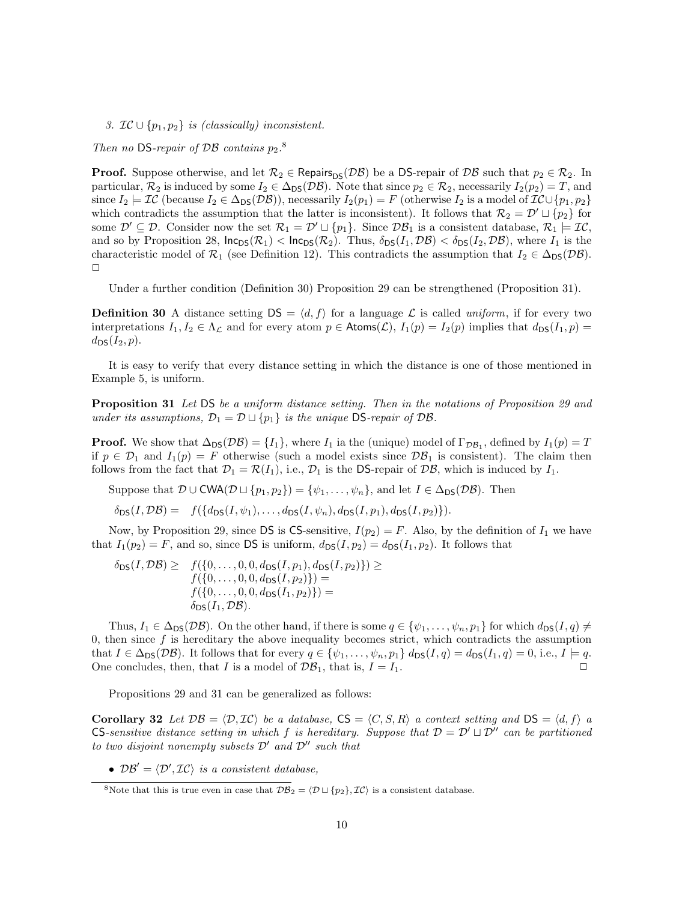3. $\mathcal{IC} \cup \{p_1, p_2\}$ *is (classically) inconsistent.*

*Then no* $\mathsf{DS}$*-repair of* $\mathcal{DB}$ *contains* $p_2$.[8]

**Proof.** Suppose otherwise, and let $\mathcal{R}_2 \in \mathsf{Repairs}_{\mathsf{DS}}(\mathcal{DB})$ be a $\mathsf{DS}$-repair of $\mathcal{DB}$ such that $p_2 \in \mathcal{R}_2$. In particular, $\mathcal{R}_2$ is induced by some $I_2 \in \Delta_{\mathsf{DS}}(\mathcal{DB})$. Note that since $p_2 \in \mathcal{R}_2$, necessarily $I_2(p_2) = T$, and since $I_2 \models \mathcal{IC}$ (because $I_2 \in \Delta_{\mathsf{DS}}(\mathcal{DB})$), necessarily $I_2(p_1) = F$ (otherwise $I_2$ is a model of $\mathcal{IC} \cup \{p_1, p_2\}$ which contradicts the assumption that the latter is inconsistent). It follows that $\mathcal{R}_2 = \mathcal{D}' \sqcup \{p_2\}$ for some $\mathcal{D}' \subseteq \mathcal{D}$. Consider now the set $\mathcal{R}_1 = \mathcal{D}' \sqcup \{p_1\}$. Since $\mathcal{DB}_1$ is a consistent database, $\mathcal{R}_1 \models \mathcal{IC}$, and so by Proposition 28, $\mathsf{Inc}_{\mathsf{DS}}(\mathcal{R}_1) < \mathsf{Inc}_{\mathsf{DS}}(\mathcal{R}_2)$. Thus, $\delta_{\mathsf{DS}}(I_1, \mathcal{DB}) < \delta_{\mathsf{DS}}(I_2, \mathcal{DB})$, where $I_1$ is the characteristic model of $\mathcal{R}_1$ (see Definition 12). This contradicts the assumption that $I_2 \in \Delta_{\mathsf{DS}}(\mathcal{DB})$. ☐

Under a further condition (Definition 30) Proposition 29 can be strengthened (Proposition 31).

**Definition 30** A distance setting $\mathsf{DS} = \langle d, f\rangle$ for a language $\mathcal{L}$ is called *uniform*, if for every two interpretations $I_1, I_2 \in \Lambda_{\mathcal{L}}$ and for every atom $p \in \mathsf{Atoms}(\mathcal{L})$, $I_1(p) = I_2(p)$ implies that $d_{\mathsf{DS}}(I_1, p) = d_{\mathsf{DS}}(I_2, p)$.

It is easy to verify that every distance setting in which the distance is one of those mentioned in Example 5, is uniform.

**Proposition 31** *Let* $\mathsf{DS}$ *be a uniform distance setting. Then in the notations of Proposition 29 and under its assumptions,* $\mathcal{D}_1 = \mathcal{D} \sqcup \{p_1\}$ *is the unique* $\mathsf{DS}$*-repair of* $\mathcal{DB}$.

**Proof.** We show that $\Delta_{\mathsf{DS}}(\mathcal{DB}) = \{I_1\}$, where $I_1$ ia the (unique) model of $\Gamma_{\mathcal{DB}_1}$, defined by $I_1(p) = T$ if $p \in \mathcal{D}_1$ and $I_1(p) = F$ otherwise (such a model exists since $\mathcal{DB}_1$ is consistent). The claim then follows from the fact that $\mathcal{D}_1 = \mathcal{R}(I_1)$, i.e., $\mathcal{D}_1$ is the $\mathsf{DS}$-repair of $\mathcal{DB}$, which is induced by $I_1$.

Suppose that $\mathcal{D} \cup \mathsf{CWA}(\mathcal{D} \sqcup \{p_1, p_2\}) = \{\psi_1, \ldots, \psi_n\}$, and let $I \in \Delta_{\mathsf{DS}}(\mathcal{DB})$. Then

$$\delta_{\mathsf{DS}}(I, \mathcal{DB}) = \quad f(\{d_{\mathsf{DS}}(I, \psi_1), \ldots, d_{\mathsf{DS}}(I, \psi_n), d_{\mathsf{DS}}(I, p_1), d_{\mathsf{DS}}(I, p_2)\}).$$

Now, by Proposition 29, since $\mathsf{DS}$ is $\mathsf{CS}$-sensitive, $I(p_2) = F$. Also, by the definition of $I_1$ we have that $I_1(p_2) = F$, and so, since $\mathsf{DS}$ is uniform, $d_{\mathsf{DS}}(I, p_2) = d_{\mathsf{DS}}(I_1, p_2)$. It follows that

$$\begin{aligned}
\delta_{\mathsf{DS}}(I, \mathcal{DB}) \geq \quad & f(\{0, \ldots, 0, 0, d_{\mathsf{DS}}(I, p_1), d_{\mathsf{DS}}(I, p_2)\}) \geq \\
& f(\{0, \ldots, 0, 0, d_{\mathsf{DS}}(I, p_2)\}) = \\
& f(\{0, \ldots, 0, 0, d_{\mathsf{DS}}(I_1, p_2)\}) = \\
& \delta_{\mathsf{DS}}(I_1, \mathcal{DB}).
\end{aligned}$$

Thus, $I_1 \in \Delta_{\mathsf{DS}}(\mathcal{DB})$. On the other hand, if there is some $q \in \{\psi_1, \ldots, \psi_n, p_1\}$ for which $d_{\mathsf{DS}}(I, q) \neq 0$, then since $f$ is hereditary the above inequality becomes strict, which contradicts the assumption that $I \in \Delta_{\mathsf{DS}}(\mathcal{DB})$. It follows that for every $q \in \{\psi_1, \ldots, \psi_n, p_1\}$ $d_{\mathsf{DS}}(I, q) = d_{\mathsf{DS}}(I_1, q) = 0$, i.e., $I \models q$. One concludes, then, that $I$ is a model of $\mathcal{DB}_1$, that is, $I = I_1$. ☐

Propositions 29 and 31 can be generalized as follows:

**Corollary 32** *Let* $\mathcal{DB} = \langle \mathcal{D}, \mathcal{IC}\rangle$ *be a database,* $\mathsf{CS} = \langle C, S, R\rangle$ *a context setting and* $\mathsf{DS} = \langle d, f\rangle$ *a* $\mathsf{CS}$*-sensitive distance setting in which* $f$ *is hereditary. Suppose that* $\mathcal{D} = \mathcal{D}' \sqcup \mathcal{D}''$ *can be partitioned to two disjoint nonempty subsets* $\mathcal{D}'$ *and* $\mathcal{D}''$ *such that*

- $\mathcal{DB}' = \langle \mathcal{D}', \mathcal{IC}\rangle$ *is a consistent database,*

[8] Note that this is true even in case that $\mathcal{DB}_2 = \langle \mathcal{D} \sqcup \{p_2\}, \mathcal{IC}\rangle$ is a consistent database.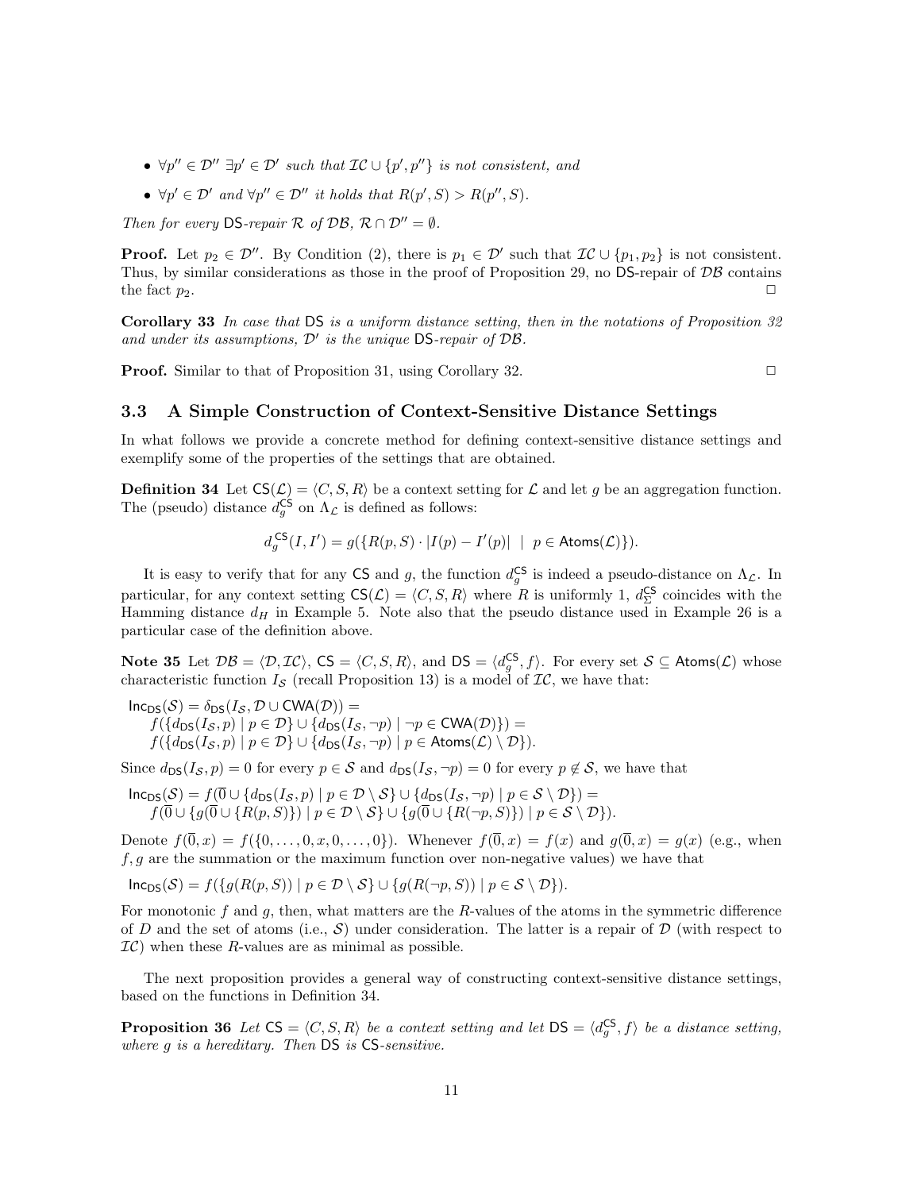- $\forall p'' \in \mathcal{D}''$ $\exists p' \in \mathcal{D}'$ *such that* $\mathcal{IC} \cup \{p', p''\}$ *is not consistent, and*
- $\forall p' \in \mathcal{D}'$ *and* $\forall p'' \in \mathcal{D}''$ *it holds that* $R(p', S) > R(p'', S)$.

*Then for every* $\mathsf{DS}$*-repair* $\mathcal{R}$ *of* $\mathcal{DB}$, $\mathcal{R} \cap \mathcal{D}'' = \emptyset$.

**Proof.** Let $p_2 \in \mathcal{D}''$. By Condition (2), there is $p_1 \in \mathcal{D}'$ such that $\mathcal{IC} \cup \{p_1, p_2\}$ is not consistent. Thus, by similar considerations as those in the proof of Proposition 29, no $\mathsf{DS}$-repair of $\mathcal{DB}$ contains the fact $p_2$. □

**Corollary 33** *In case that* $\mathsf{DS}$ *is a uniform distance setting, then in the notations of Proposition 32 and under its assumptions,* $\mathcal{D}'$ *is the unique* $\mathsf{DS}$*-repair of* $\mathcal{DB}$.

**Proof.** Similar to that of Proposition 31, using Corollary 32. □

### 3.3 A Simple Construction of Context-Sensitive Distance Settings

In what follows we provide a concrete method for defining context-sensitive distance settings and exemplify some of the properties of the settings that are obtained.

**Definition 34** Let $\mathsf{CS}(\mathcal{L}) = \langle C, S, R \rangle$ be a context setting for $\mathcal{L}$ and let $g$ be an aggregation function. The (pseudo) distance $d_g^{\mathsf{CS}}$ on $\Lambda_{\mathcal{L}}$ is defined as follows:

$$d_g^{\mathsf{CS}}(I, I') = g(\{R(p, S) \cdot |I(p) - I'(p)| \ \mid \ p \in \mathsf{Atoms}(\mathcal{L})\}).$$

It is easy to verify that for any $\mathsf{CS}$ and $g$, the function $d_g^{\mathsf{CS}}$ is indeed a pseudo-distance on $\Lambda_{\mathcal{L}}$. In particular, for any context setting $\mathsf{CS}(\mathcal{L}) = \langle C, S, R \rangle$ where $R$ is uniformly 1, $d_{\Sigma}^{\mathsf{CS}}$ coincides with the Hamming distance $d_H$ in Example 5. Note also that the pseudo distance used in Example 26 is a particular case of the definition above.

**Note 35** Let $\mathcal{DB} = \langle \mathcal{D}, \mathcal{IC} \rangle$, $\mathsf{CS} = \langle C, S, R \rangle$, and $\mathsf{DS} = \langle d_g^{\mathsf{CS}}, f \rangle$. For every set $\mathcal{S} \subseteq \mathsf{Atoms}(\mathcal{L})$ whose characteristic function $I_{\mathcal{S}}$ (recall Proposition 13) is a model of $\mathcal{IC}$, we have that:

$\mathsf{Inc}_{\mathsf{DS}}(\mathcal{S}) = \delta_{\mathsf{DS}}(I_{\mathcal{S}}, \mathcal{D} \cup \mathsf{CWA}(\mathcal{D})) =$
$\quad f(\{d_{\mathsf{DS}}(I_{\mathcal{S}}, p) \mid p \in \mathcal{D}\} \cup \{d_{\mathsf{DS}}(I_{\mathcal{S}}, \neg p) \mid \neg p \in \mathsf{CWA}(\mathcal{D})\}) =$
$\quad f(\{d_{\mathsf{DS}}(I_{\mathcal{S}}, p) \mid p \in \mathcal{D}\} \cup \{d_{\mathsf{DS}}(I_{\mathcal{S}}, \neg p) \mid p \in \mathsf{Atoms}(\mathcal{L}) \setminus \mathcal{D}\})$.

Since $d_{\mathsf{DS}}(I_{\mathcal{S}}, p) = 0$ for every $p \in \mathcal{S}$ and $d_{\mathsf{DS}}(I_{\mathcal{S}}, \neg p) = 0$ for every $p \notin \mathcal{S}$, we have that

$\mathsf{Inc}_{\mathsf{DS}}(\mathcal{S}) = f(\overline{0} \cup \{d_{\mathsf{DS}}(I_{\mathcal{S}}, p) \mid p \in \mathcal{D} \setminus \mathcal{S}\} \cup \{d_{\mathsf{DS}}(I_{\mathcal{S}}, \neg p) \mid p \in \mathcal{S} \setminus \mathcal{D}\}) =$
$\quad f(\overline{0} \cup \{g(\overline{0} \cup \{R(p, S)\}) \mid p \in \mathcal{D} \setminus \mathcal{S}\} \cup \{g(\overline{0} \cup \{R(\neg p, S)\}) \mid p \in \mathcal{S} \setminus \mathcal{D}\})$.

Denote $f(\overline{0}, x) = f(\{0, \ldots, 0, x, 0, \ldots, 0\})$. Whenever $f(\overline{0}, x) = f(x)$ and $g(\overline{0}, x) = g(x)$ (e.g., when $f, g$ are the summation or the maximum function over non-negative values) we have that

$\mathsf{Inc}_{\mathsf{DS}}(\mathcal{S}) = f(\{g(R(p, S)) \mid p \in \mathcal{D} \setminus \mathcal{S}\} \cup \{g(R(\neg p, S)) \mid p \in \mathcal{S} \setminus \mathcal{D}\})$.

For monotonic $f$ and $g$, then, what matters are the $R$-values of the atoms in the symmetric difference of $D$ and the set of atoms (i.e., $\mathcal{S}$) under consideration. The latter is a repair of $\mathcal{D}$ (with respect to $\mathcal{IC}$) when these $R$-values are as minimal as possible.

The next proposition provides a general way of constructing context-sensitive distance settings, based on the functions in Definition 34.

**Proposition 36** *Let* $\mathsf{CS} = \langle C, S, R \rangle$ *be a context setting and let* $\mathsf{DS} = \langle d_g^{\mathsf{CS}}, f \rangle$ *be a distance setting, where* $g$ *is a hereditary. Then* $\mathsf{DS}$ *is* $\mathsf{CS}$*-sensitive.*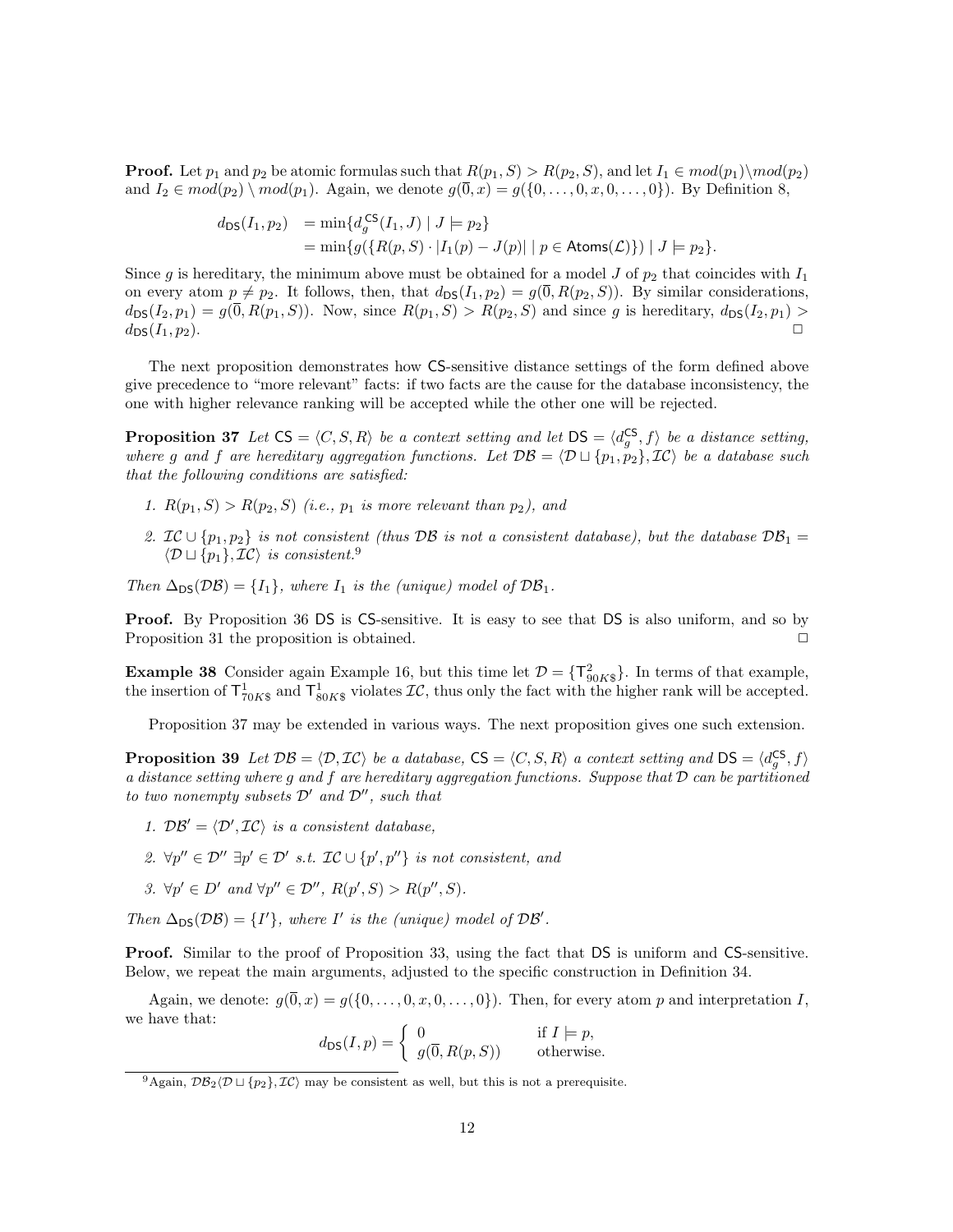**Proof.** Let $p_1$ and $p_2$ be atomic formulas such that $R(p_1, S) > R(p_2, S)$, and let $I_1 \in mod(p_1) \setminus mod(p_2)$ and $I_2 \in mod(p_2) \setminus mod(p_1)$. Again, we denote $g(\overline{0}, x) = g(\{0, \ldots, 0, x, 0, \ldots, 0\})$. By Definition 8,

$$\begin{aligned} d_{\mathsf{DS}}(I_1, p_2) &= \min\{d_g^{\mathsf{CS}}(I_1, J) \mid J \models p_2\} \\ &= \min\{g(\{R(p, S) \cdot |I_1(p) - J(p)| \mid p \in \mathsf{Atoms}(\mathcal{L})\}) \mid J \models p_2\}. \end{aligned}$$

Since $g$ is hereditary, the minimum above must be obtained for a model $J$ of $p_2$ that coincides with $I_1$ on every atom $p \neq p_2$. It follows, then, that $d_{\mathsf{DS}}(I_1, p_2) = g(\overline{0}, R(p_2, S))$. By similar considerations, $d_{\mathsf{DS}}(I_2, p_1) = g(\overline{0}, R(p_1, S))$. Now, since $R(p_1, S) > R(p_2, S)$ and since $g$ is hereditary, $d_{\mathsf{DS}}(I_2, p_1) > d_{\mathsf{DS}}(I_1, p_2)$. □

The next proposition demonstrates how CS-sensitive distance settings of the form defined above give precedence to "more relevant" facts: if two facts are the cause for the database inconsistency, the one with higher relevance ranking will be accepted while the other one will be rejected.

**Proposition 37** *Let $\mathsf{CS} = \langle C, S, R\rangle$ be a context setting and let $\mathsf{DS} = \langle d_g^{\mathsf{CS}}, f\rangle$ be a distance setting, where $g$ and $f$ are hereditary aggregation functions. Let $\mathcal{DB} = \langle \mathcal{D} \sqcup \{p_1, p_2\}, \mathcal{IC}\rangle$ be a database such that the following conditions are satisfied:*

1. *$R(p_1, S) > R(p_2, S)$ (i.e., $p_1$ is more relevant than $p_2$), and*
2. *$\mathcal{IC} \cup \{p_1, p_2\}$ is not consistent (thus $\mathcal{DB}$ is not a consistent database), but the database $\mathcal{DB}_1 = \langle \mathcal{D} \sqcup \{p_1\}, \mathcal{IC}\rangle$ is consistent.*[9]

*Then $\Delta_{\mathsf{DS}}(\mathcal{DB}) = \{I_1\}$, where $I_1$ is the (unique) model of $\mathcal{DB}_1$.*

**Proof.** By Proposition 36 DS is CS-sensitive. It is easy to see that DS is also uniform, and so by Proposition 31 the proposition is obtained. □

**Example 38** Consider again Example 16, but this time let $\mathcal{D} = \{\mathsf{T}^2_{90K\$}\}$. In terms of that example, the insertion of $\mathsf{T}^1_{70K\$}$ and $\mathsf{T}^1_{80K\$}$ violates $\mathcal{IC}$, thus only the fact with the higher rank will be accepted.

Proposition 37 may be extended in various ways. The next proposition gives one such extension.

**Proposition 39** *Let $\mathcal{DB} = \langle \mathcal{D}, \mathcal{IC}\rangle$ be a database, $\mathsf{CS} = \langle C, S, R\rangle$ a context setting and $\mathsf{DS} = \langle d_g^{\mathsf{CS}}, f\rangle$ a distance setting where $g$ and $f$ are hereditary aggregation functions. Suppose that $\mathcal{D}$ can be partitioned to two nonempty subsets $\mathcal{D}'$ and $\mathcal{D}''$, such that*

1. *$\mathcal{DB}' = \langle \mathcal{D}', \mathcal{IC}\rangle$ is a consistent database,*
2. *$\forall p'' \in \mathcal{D}''\ \exists p' \in \mathcal{D}'$ s.t. $\mathcal{IC} \cup \{p', p''\}$ is not consistent, and*
3. *$\forall p' \in D'$ and $\forall p'' \in \mathcal{D}''$, $R(p', S) > R(p'', S)$.*

*Then $\Delta_{\mathsf{DS}}(\mathcal{DB}) = \{I'\}$, where $I'$ is the (unique) model of $\mathcal{DB}'$.*

**Proof.** Similar to the proof of Proposition 33, using the fact that DS is uniform and CS-sensitive. Below, we repeat the main arguments, adjusted to the specific construction in Definition 34.

Again, we denote: $g(\overline{0}, x) = g(\{0, \ldots, 0, x, 0, \ldots, 0\})$. Then, for every atom $p$ and interpretation $I$, we have that:

$$d_{\mathsf{DS}}(I, p) = \begin{cases} 0 & \text{if } I \models p, \\ g(\overline{0}, R(p, S)) & \text{otherwise.} \end{cases}$$

[9] Again, $\mathcal{DB}_2\langle \mathcal{D} \sqcup \{p_2\}, \mathcal{IC}\rangle$ may be consistent as well, but this is not a prerequisite.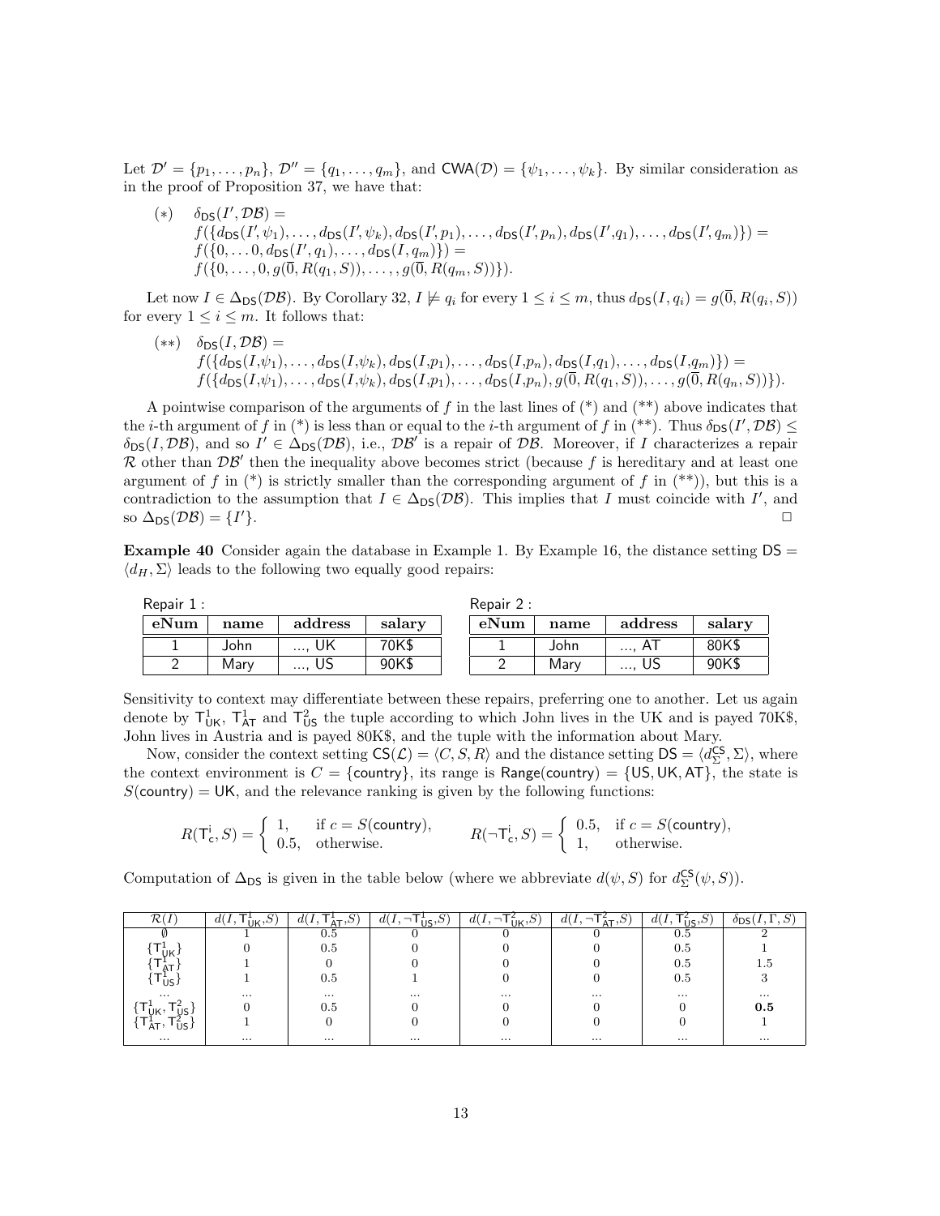Let $\mathcal{D}' = \{p_1, \ldots, p_n\}$, $\mathcal{D}'' = \{q_1, \ldots, q_m\}$, and $\mathsf{CWA}(\mathcal{D}) = \{\psi_1, \ldots, \psi_k\}$. By similar consideration as in the proof of Proposition 37, we have that:

$$
\begin{aligned}
(*) \quad & \delta_{\mathsf{DS}}(I', \mathcal{DB}) = \\
& f(\{d_{\mathsf{DS}}(I', \psi_1), \ldots, d_{\mathsf{DS}}(I', \psi_k), d_{\mathsf{DS}}(I', p_1), \ldots, d_{\mathsf{DS}}(I', p_n), d_{\mathsf{DS}}(I', q_1), \ldots, d_{\mathsf{DS}}(I', q_m)\}) = \\
& f(\{0, \ldots 0, d_{\mathsf{DS}}(I', q_1), \ldots, d_{\mathsf{DS}}(I, q_m)\}) = \\
& f(\{0, \ldots, 0, g(\overline{0}, R(q_1, S)), \ldots, g(\overline{0}, R(q_m, S))\}).
\end{aligned}
$$

Let now $I \in \Delta_{\mathsf{DS}}(\mathcal{DB})$. By Corollary 32, $I \not\models q_i$ for every $1 \leq i \leq m$, thus $d_{\mathsf{DS}}(I, q_i) = g(\overline{0}, R(q_i, S))$ for every $1 \leq i \leq m$. It follows that:

$$
\begin{aligned}
(**) \quad & \delta_{\mathsf{DS}}(I, \mathcal{DB}) = \\
& f(\{d_{\mathsf{DS}}(I, \psi_1), \ldots, d_{\mathsf{DS}}(I, \psi_k), d_{\mathsf{DS}}(I, p_1), \ldots, d_{\mathsf{DS}}(I, p_n), d_{\mathsf{DS}}(I, q_1), \ldots, d_{\mathsf{DS}}(I, q_m)\}) = \\
& f(\{d_{\mathsf{DS}}(I, \psi_1), \ldots, d_{\mathsf{DS}}(I, \psi_k), d_{\mathsf{DS}}(I, p_1), \ldots, d_{\mathsf{DS}}(I, p_n), g(\overline{0}, R(q_1, S)), \ldots, g(\overline{0}, R(q_n, S))\}).
\end{aligned}
$$

A pointwise comparison of the arguments of $f$ in the last lines of (*) and (**) above indicates that the $i$-th argument of $f$ in (*) is less than or equal to the $i$-th argument of $f$ in (**). Thus $\delta_{\mathsf{DS}}(I', \mathcal{DB}) \leq \delta_{\mathsf{DS}}(I, \mathcal{DB})$, and so $I' \in \Delta_{\mathsf{DS}}(\mathcal{DB})$, i.e., $\mathcal{DB}'$ is a repair of $\mathcal{DB}$. Moreover, if $I$ characterizes a repair $\mathcal{R}$ other than $\mathcal{DB}'$ then the inequality above becomes strict (because $f$ is hereditary and at least one argument of $f$ in (*) is strictly smaller than the corresponding argument of $f$ in (**)), but this is a contradiction to the assumption that $I \in \Delta_{\mathsf{DS}}(\mathcal{DB})$. This implies that $I$ must coincide with $I'$, and so $\Delta_{\mathsf{DS}}(\mathcal{DB}) = \{I'\}$. □

**Example 40** Consider again the database in Example 1. By Example 16, the distance setting $\mathsf{DS} = \langle d_H, \Sigma \rangle$ leads to the following two equally good repairs:

Repair 1 :

| **eNum** | **name** | **address** | **salary** |
|---|---|---|---|
| 1 | John | ..., UK | 70K$ |
| 2 | Mary | ..., US | 90K$ |

Repair 2 :

| **eNum** | **name** | **address** | **salary** |
|---|---|---|---|
| 1 | John | ..., AT | 80K$ |
| 2 | Mary | ..., US | 90K$ |

Sensitivity to context may differentiate between these repairs, preferring one to another. Let us again denote by $\mathsf{T}^1_{\mathsf{UK}}$, $\mathsf{T}^1_{\mathsf{AT}}$ and $\mathsf{T}^2_{\mathsf{US}}$ the tuple according to which John lives in the UK and is payed 70K$, John lives in Austria and is payed 80K$, and the tuple with the information about Mary.

Now, consider the context setting $\mathsf{CS}(\mathcal{L}) = \langle C, S, R \rangle$ and the distance setting $\mathsf{DS} = \langle d^{\mathsf{CS}}_{\Sigma}, \Sigma \rangle$, where the context environment is $C = \{\mathsf{country}\}$, its range is $\mathsf{Range}(\mathsf{country}) = \{\mathsf{US}, \mathsf{UK}, \mathsf{AT}\}$, the state is $S(\mathsf{country}) = \mathsf{UK}$, and the relevance ranking is given by the following functions:

$$
R(\mathsf{T}^{\mathsf{i}}_{\mathsf{c}}, S) = \begin{cases} 1, & \text{if } c = S(\mathsf{country}), \\ 0.5, & \text{otherwise.} \end{cases} \qquad R(\neg\mathsf{T}^{\mathsf{i}}_{\mathsf{c}}, S) = \begin{cases} 0.5, & \text{if } c = S(\mathsf{country}), \\ 1, & \text{otherwise.} \end{cases}
$$

Computation of $\Delta_{\mathsf{DS}}$ is given in the table below (where we abbreviate $d(\psi, S)$ for $d^{\mathsf{CS}}_{\Sigma}(\psi, S)$).

| $\mathcal{R}(I)$ | $d(I, \mathsf{T}^1_{\mathsf{UK}}, S)$ | $d(I, \mathsf{T}^1_{\mathsf{AT}}, S)$ | $d(I, \neg\mathsf{T}^1_{\mathsf{US}}, S)$ | $d(I, \neg\mathsf{T}^2_{\mathsf{UK}}, S)$ | $d(I, \neg\mathsf{T}^2_{\mathsf{AT}}, S)$ | $d(I, \mathsf{T}^2_{\mathsf{US}}, S)$ | $\delta_{\mathsf{DS}}(I, \Gamma, S)$ |
|---|---|---|---|---|---|---|---|
| $\emptyset$ | 1 | 0.5 | 0 | 0 | 0 | 0.5 | 2 |
| $\{\mathsf{T}^1_{\mathsf{UK}}\}$ | 0 | 0.5 | 0 | 0 | 0 | 0.5 | 1 |
| $\{\mathsf{T}^1_{\mathsf{AT}}\}$ | 1 | 0 | 0 | 0 | 0 | 0.5 | 1.5 |
| $\{\mathsf{T}^1_{\mathsf{US}}\}$ | 1 | 0.5 | 1 | 0 | 0 | 0.5 | 3 |
| ... | ... | ... | ... | ... | ... | ... | ... |
| $\{\mathsf{T}^1_{\mathsf{UK}}, \mathsf{T}^2_{\mathsf{US}}\}$ | 0 | 0.5 | 0 | 0 | 0 | 0 | **0.5** |
| $\{\mathsf{T}^1_{\mathsf{AT}}, \mathsf{T}^2_{\mathsf{US}}\}$ | 1 | 0 | 0 | 0 | 0 | 0 | 1 |
| ... | ... | ... | ... | ... | ... | ... | ... |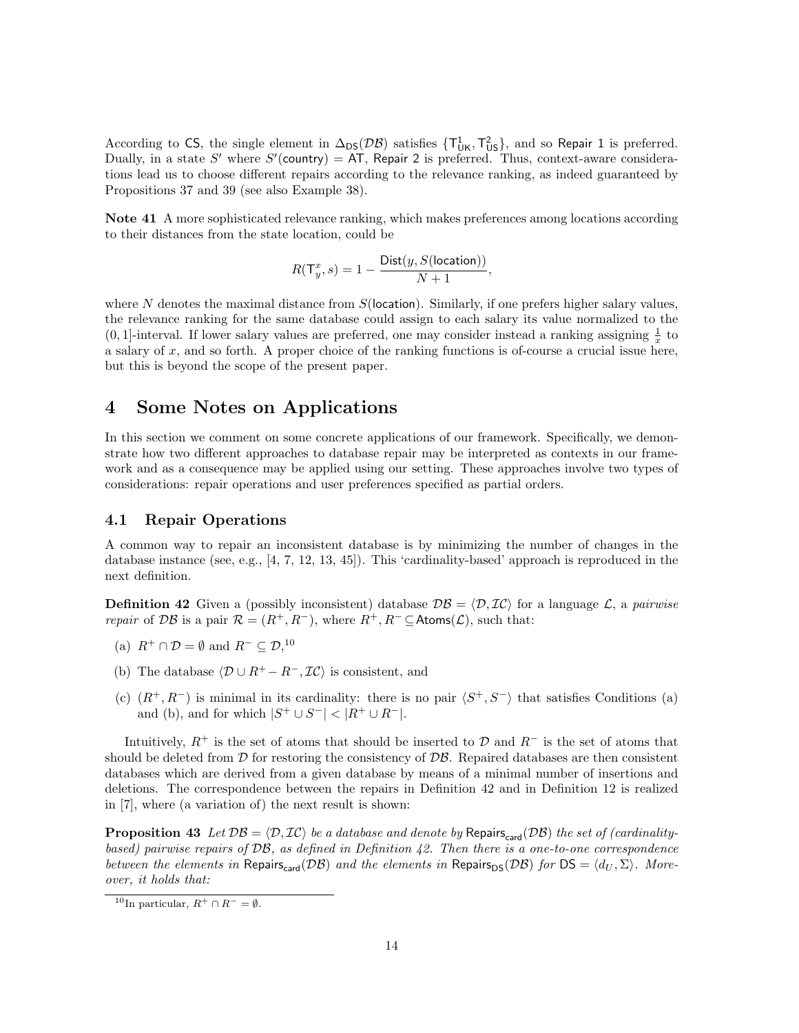According to CS, the single element in $\Delta_{\mathsf{DS}}(\mathcal{DB})$ satisfies $\{\mathsf{T}^1_{\mathsf{UK}}, \mathsf{T}^2_{\mathsf{US}}\}$, and so Repair 1 is preferred. Dually, in a state $S'$ where $S'(\mathsf{country}) = \mathsf{AT}$, Repair 2 is preferred. Thus, context-aware considerations lead us to choose different repairs according to the relevance ranking, as indeed guaranteed by Propositions 37 and 39 (see also Example 38).

**Note 41** A more sophisticated relevance ranking, which makes preferences among locations according to their distances from the state location, could be

$$R(\mathsf{T}^x_y, s) = 1 - \frac{\mathsf{Dist}(y, S(\mathsf{location}))}{N+1},$$

where $N$ denotes the maximal distance from $S(\mathsf{location})$. Similarly, if one prefers higher salary values, the relevance ranking for the same database could assign to each salary its value normalized to the $(0,1]$-interval. If lower salary values are preferred, one may consider instead a ranking assigning $\frac{1}{x}$ to a salary of $x$, and so forth. A proper choice of the ranking functions is of-course a crucial issue here, but this is beyond the scope of the present paper.

# 4 Some Notes on Applications

In this section we comment on some concrete applications of our framework. Specifically, we demonstrate how two different approaches to database repair may be interpreted as contexts in our framework and as a consequence may be applied using our setting. These approaches involve two types of considerations: repair operations and user preferences specified as partial orders.

## 4.1 Repair Operations

A common way to repair an inconsistent database is by minimizing the number of changes in the database instance (see, e.g., [4, 7, 12, 13, 45]). This 'cardinality-based' approach is reproduced in the next definition.

**Definition 42** Given a (possibly inconsistent) database $\mathcal{DB} = \langle \mathcal{D}, \mathcal{IC} \rangle$ for a language $\mathcal{L}$, a *pairwise repair* of $\mathcal{DB}$ is a pair $\mathcal{R} = (R^+, R^-)$, where $R^+, R^- \subseteq \mathsf{Atoms}(\mathcal{L})$, such that:

(a) $R^+ \cap \mathcal{D} = \emptyset$ and $R^- \subseteq \mathcal{D}$,[10]

(b) The database $\langle \mathcal{D} \cup R^+ - R^-, \mathcal{IC} \rangle$ is consistent, and

(c) $(R^+, R^-)$ is minimal in its cardinality: there is no pair $\langle S^+, S^- \rangle$ that satisfies Conditions (a) and (b), and for which $|S^+ \cup S^-| < |R^+ \cup R^-|$.

Intuitively, $R^+$ is the set of atoms that should be inserted to $\mathcal{D}$ and $R^-$ is the set of atoms that should be deleted from $\mathcal{D}$ for restoring the consistency of $\mathcal{DB}$. Repaired databases are then consistent databases which are derived from a given database by means of a minimal number of insertions and deletions. The correspondence between the repairs in Definition 42 and in Definition 12 is realized in [7], where (a variation of) the next result is shown:

**Proposition 43** *Let $\mathcal{DB} = \langle \mathcal{D}, \mathcal{IC} \rangle$ be a database and denote by $\mathsf{Repairs}_{\mathsf{card}}(\mathcal{DB})$ the set of (cardinality-based) pairwise repairs of $\mathcal{DB}$, as defined in Definition 42. Then there is a one-to-one correspondence between the elements in $\mathsf{Repairs}_{\mathsf{card}}(\mathcal{DB})$ and the elements in $\mathsf{Repairs}_{\mathsf{DS}}(\mathcal{DB})$ for $\mathsf{DS} = \langle d_U, \Sigma \rangle$. Moreover, it holds that:*

[10] In particular, $R^+ \cap R^- = \emptyset$.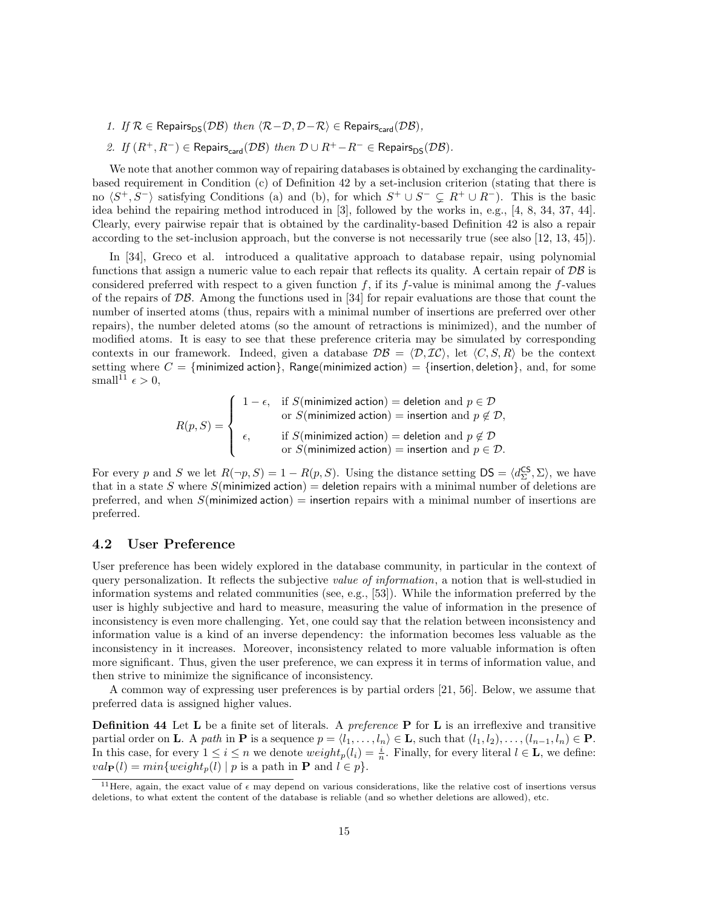1. *If* $\mathcal{R} \in \mathsf{Repairs}_{\mathsf{DS}}(\mathcal{DB})$ *then* $\langle \mathcal{R} - \mathcal{D}, \mathcal{D} - \mathcal{R} \rangle \in \mathsf{Repairs}_{\mathsf{card}}(\mathcal{DB})$,
2. *If* $(R^+, R^-) \in \mathsf{Repairs}_{\mathsf{card}}(\mathcal{DB})$ *then* $\mathcal{D} \cup R^+ - R^- \in \mathsf{Repairs}_{\mathsf{DS}}(\mathcal{DB})$.

We note that another common way of repairing databases is obtained by exchanging the cardinality-based requirement in Condition (c) of Definition 42 by a set-inclusion criterion (stating that there is no $\langle S^+, S^- \rangle$ satisfying Conditions (a) and (b), for which $S^+ \cup S^- \subsetneq R^+ \cup R^-$). This is the basic idea behind the repairing method introduced in [3], followed by the works in, e.g., [4, 8, 34, 37, 44]. Clearly, every pairwise repair that is obtained by the cardinality-based Definition 42 is also a repair according to the set-inclusion approach, but the converse is not necessarily true (see also [12, 13, 45]).

In [34], Greco et al. introduced a qualitative approach to database repair, using polynomial functions that assign a numeric value to each repair that reflects its quality. A certain repair of $\mathcal{DB}$ is considered preferred with respect to a given function $f$, if its $f$-value is minimal among the $f$-values of the repairs of $\mathcal{DB}$. Among the functions used in [34] for repair evaluations are those that count the number of inserted atoms (thus, repairs with a minimal number of insertions are preferred over other repairs), the number deleted atoms (so the amount of retractions is minimized), and the number of modified atoms. It is easy to see that these preference criteria may be simulated by corresponding contexts in our framework. Indeed, given a database $\mathcal{DB} = \langle \mathcal{D}, \mathcal{IC} \rangle$, let $\langle C, S, R \rangle$ be the context setting where $C = \{\mathsf{minimized\ action}\}$, $\mathsf{Range}(\mathsf{minimized\ action}) = \{\mathsf{insertion}, \mathsf{deletion}\}$, and, for some small[11] $\epsilon > 0$,

$$R(p, S) = \begin{cases} 1 - \epsilon, & \text{if } S(\mathsf{minimized\ action}) = \mathsf{deletion} \text{ and } p \in \mathcal{D} \\ & \text{or } S(\mathsf{minimized\ action}) = \mathsf{insertion} \text{ and } p \notin \mathcal{D}, \\ \epsilon, & \text{if } S(\mathsf{minimized\ action}) = \mathsf{deletion} \text{ and } p \notin \mathcal{D} \\ & \text{or } S(\mathsf{minimized\ action}) = \mathsf{insertion} \text{ and } p \in \mathcal{D}. \end{cases}$$

For every $p$ and $S$ we let $R(\neg p, S) = 1 - R(p, S)$. Using the distance setting $\mathsf{DS} = \langle d^{\mathsf{CS}}_{\Sigma}, \Sigma \rangle$, we have that in a state $S$ where $S(\mathsf{minimized\ action}) = \mathsf{deletion}$ repairs with a minimal number of deletions are preferred, and when $S(\mathsf{minimized\ action}) = \mathsf{insertion}$ repairs with a minimal number of insertions are preferred.

### 4.2 User Preference

User preference has been widely explored in the database community, in particular in the context of query personalization. It reflects the subjective *value of information*, a notion that is well-studied in information systems and related communities (see, e.g., [53]). While the information preferred by the user is highly subjective and hard to measure, measuring the value of information in the presence of inconsistency is even more challenging. Yet, one could say that the relation between inconsistency and information value is a kind of an inverse dependency: the information becomes less valuable as the inconsistency in it increases. Moreover, inconsistency related to more valuable information is often more significant. Thus, given the user preference, we can express it in terms of information value, and then strive to minimize the significance of inconsistency.

A common way of expressing user preferences is by partial orders [21, 56]. Below, we assume that preferred data is assigned higher values.

**Definition 44** Let $\mathbf{L}$ be a finite set of literals. A *preference* $\mathbf{P}$ for $\mathbf{L}$ is an irreflexive and transitive partial order on $\mathbf{L}$. A *path* in $\mathbf{P}$ is a sequence $p = \langle l_1, \ldots, l_n \rangle \in \mathbf{L}$, such that $(l_1, l_2), \ldots, (l_{n-1}, l_n) \in \mathbf{P}$. In this case, for every $1 \le i \le n$ we denote $weight_p(l_i) = \frac{i}{n}$. Finally, for every literal $l \in \mathbf{L}$, we define: $val_{\mathbf{P}}(l) = min\{weight_p(l) \mid p \text{ is a path in } \mathbf{P} \text{ and } l \in p\}$.

[11] Here, again, the exact value of $\epsilon$ may depend on various considerations, like the relative cost of insertions versus deletions, to what extent the content of the database is reliable (and so whether deletions are allowed), etc.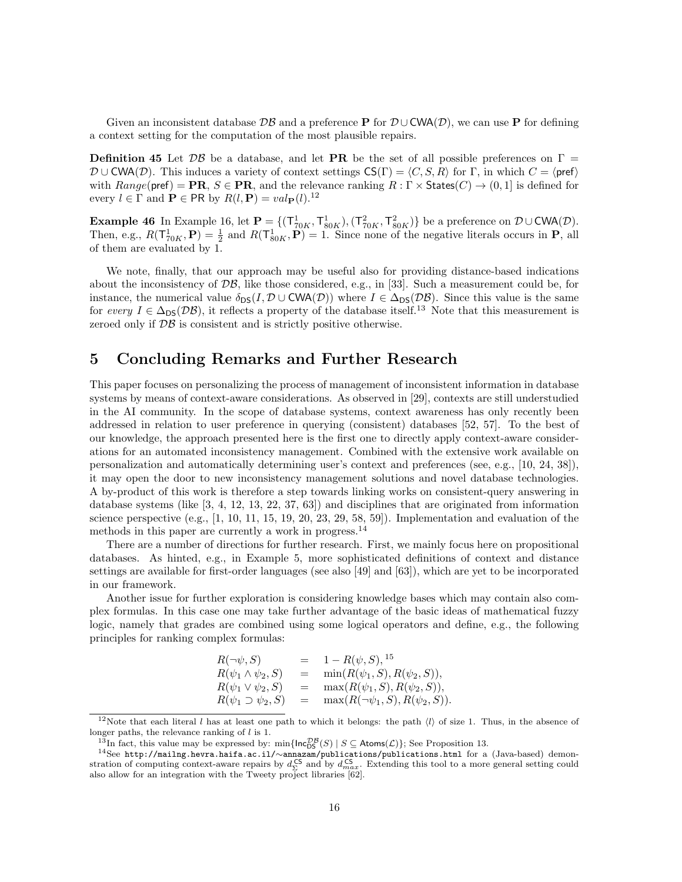Given an inconsistent database $\mathcal{DB}$ and a preference $\mathbf{P}$ for $\mathcal{D} \cup \mathsf{CWA}(\mathcal{D})$, we can use $\mathbf{P}$ for defining a context setting for the computation of the most plausible repairs.

**Definition 45** Let $\mathcal{DB}$ be a database, and let $\mathbf{PR}$ be the set of all possible preferences on $\Gamma = \mathcal{D} \cup \mathsf{CWA}(\mathcal{D})$. This induces a variety of context settings $\mathsf{CS}(\Gamma) = \langle C, S, R \rangle$ for $\Gamma$, in which $C = \langle \mathsf{pref} \rangle$ with $Range(\mathsf{pref}) = \mathbf{PR}$, $S \in \mathbf{PR}$, and the relevance ranking $R : \Gamma \times \mathsf{States}(C) \to (0, 1]$ is defined for every $l \in \Gamma$ and $\mathbf{P} \in \mathsf{PR}$ by $R(l, \mathbf{P}) = val_{\mathbf{P}}(l)$.[12]

**Example 46** In Example 16, let $\mathbf{P} = \{(\mathsf{T}^1_{70K}, \mathsf{T}^1_{80K}), (\mathsf{T}^2_{70K}, \mathsf{T}^2_{80K})\}$ be a preference on $\mathcal{D} \cup \mathsf{CWA}(\mathcal{D})$. Then, e.g., $R(\mathsf{T}^1_{70K}, \mathbf{P}) = \frac{1}{2}$ and $R(\mathsf{T}^1_{80K}, \mathbf{P}) = 1$. Since none of the negative literals occurs in $\mathbf{P}$, all of them are evaluated by 1.

We note, finally, that our approach may be useful also for providing distance-based indications about the inconsistency of $\mathcal{DB}$, like those considered, e.g., in [33]. Such a measurement could be, for instance, the numerical value $\delta_{\mathsf{DS}}(I, \mathcal{D} \cup \mathsf{CWA}(\mathcal{D}))$ where $I \in \Delta_{\mathsf{DS}}(\mathcal{DB})$. Since this value is the same for *every* $I \in \Delta_{\mathsf{DS}}(\mathcal{DB})$, it reflects a property of the database itself.[13] Note that this measurement is zeroed only if $\mathcal{DB}$ is consistent and is strictly positive otherwise.

# 5 Concluding Remarks and Further Research

This paper focuses on personalizing the process of management of inconsistent information in database systems by means of context-aware considerations. As observed in [29], contexts are still understudied in the AI community. In the scope of database systems, context awareness has only recently been addressed in relation to user preference in querying (consistent) databases [52, 57]. To the best of our knowledge, the approach presented here is the first one to directly apply context-aware considerations for an automated inconsistency management. Combined with the extensive work available on personalization and automatically determining user's context and preferences (see, e.g., [10, 24, 38]), it may open the door to new inconsistency management solutions and novel database technologies. A by-product of this work is therefore a step towards linking works on consistent-query answering in database systems (like [3, 4, 12, 13, 22, 37, 63]) and disciplines that are originated from information science perspective (e.g., [1, 10, 11, 15, 19, 20, 23, 29, 58, 59]). Implementation and evaluation of the methods in this paper are currently a work in progress.[14]

There are a number of directions for further research. First, we mainly focus here on propositional databases. As hinted, e.g., in Example 5, more sophisticated definitions of context and distance settings are available for first-order languages (see also [49] and [63]), which are yet to be incorporated in our framework.

Another issue for further exploration is considering knowledge bases which may contain also complex formulas. In this case one may take further advantage of the basic ideas of mathematical fuzzy logic, namely that grades are combined using some logical operators and define, e.g., the following principles for ranking complex formulas:

$$
\begin{array}{lcl}
R(\neg\psi, S) & = & 1 - R(\psi, S),^{15} \\
R(\psi_1 \wedge \psi_2, S) & = & \min(R(\psi_1, S), R(\psi_2, S)), \\
R(\psi_1 \vee \psi_2, S) & = & \max(R(\psi_1, S), R(\psi_2, S)), \\
R(\psi_1 \supset \psi_2, S) & = & \max(R(\neg\psi_1, S), R(\psi_2, S)).
\end{array}
$$

[12] Note that each literal $l$ has at least one path to which it belongs: the path $\langle l \rangle$ of size 1. Thus, in the absence of longer paths, the relevance ranking of $l$ is 1.

[13] In fact, this value may be expressed by: $\min\{\mathsf{Inc}^{\mathcal{DB}}_{\mathsf{DS}}(S) \mid S \subseteq \mathsf{Atoms}(\mathcal{L})\}$; See Proposition 13.

[14] See http://mailng.hevra.haifa.ac.il/~annazam/publications/publications.html for a (Java-based) demonstration of computing context-aware repairs by $d^{\mathsf{CS}}_{\Sigma}$ and by $d^{\mathsf{CS}}_{max}$. Extending this tool to a more general setting could also allow for an integration with the Tweety project libraries [62].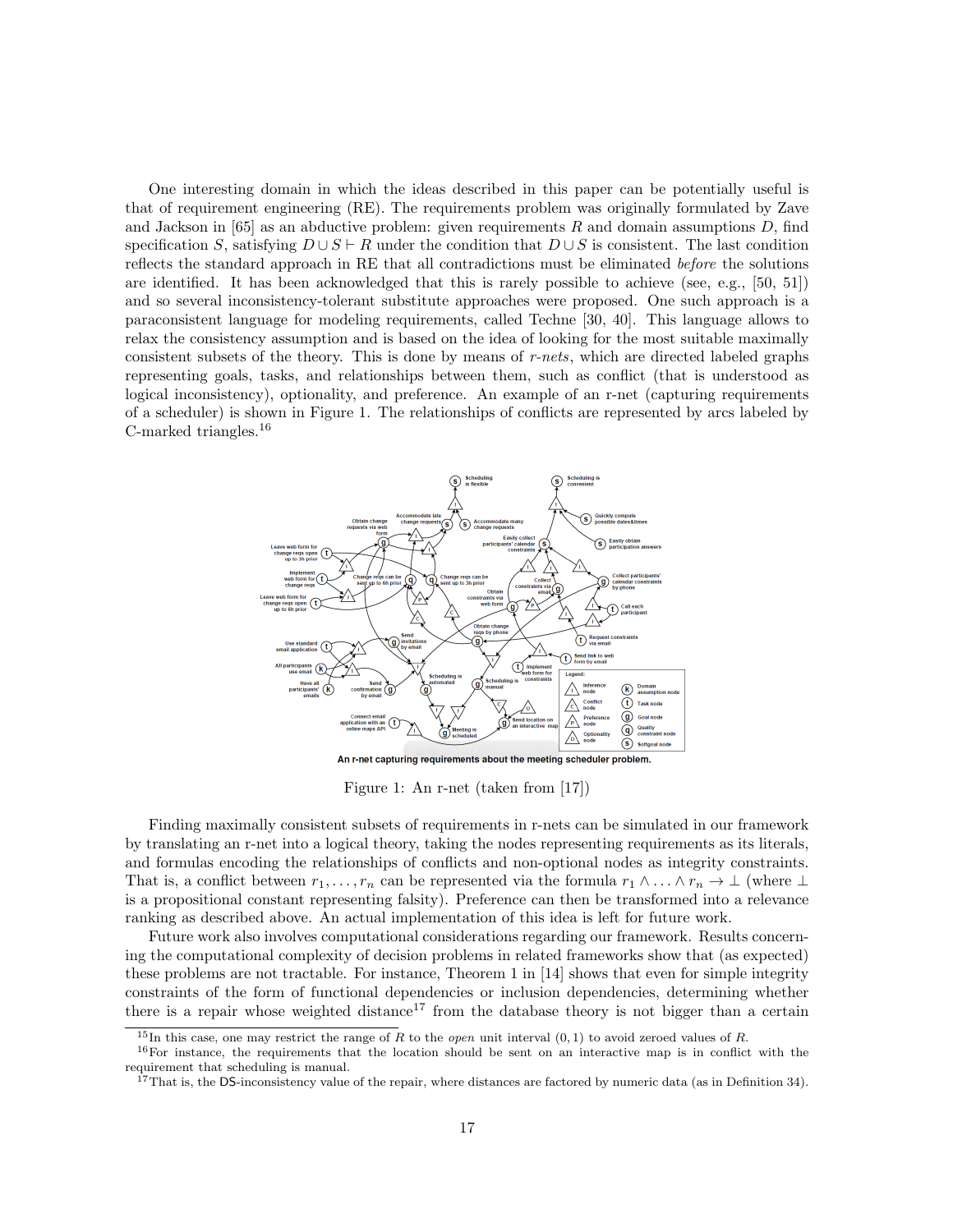One interesting domain in which the ideas described in this paper can be potentially useful is that of requirement engineering (RE). The requirements problem was originally formulated by Zave and Jackson in [65] as an abductive problem: given requirements $R$ and domain assumptions $D$, find specification $S$, satisfying $D \cup S \vdash R$ under the condition that $D \cup S$ is consistent. The last condition reflects the standard approach in RE that all contradictions must be eliminated *before* the solutions are identified. It has been acknowledged that this is rarely possible to achieve (see, e.g., [50, 51]) and so several inconsistency-tolerant substitute approaches were proposed. One such approach is a paraconsistent language for modeling requirements, called Techne [30, 40]. This language allows to relax the consistency assumption and is based on the idea of looking for the most suitable maximally consistent subsets of the theory. This is done by means of *r-nets*, which are directed labeled graphs representing goals, tasks, and relationships between them, such as conflict (that is understood as logical inconsistency), optionality, and preference. An example of an r-net (capturing requirements of a scheduler) is shown in Figure 1. The relationships of conflicts are represented by arcs labeled by C-marked triangles.[16]

An r-net capturing requirements about the meeting scheduler problem.

Figure 1: An r-net (taken from [17])

Finding maximally consistent subsets of requirements in r-nets can be simulated in our framework by translating an r-net into a logical theory, taking the nodes representing requirements as its literals, and formulas encoding the relationships of conflicts and non-optional nodes as integrity constraints. That is, a conflict between $r_1, \ldots, r_n$ can be represented via the formula $r_1 \wedge \ldots \wedge r_n \to \bot$ (where $\bot$ is a propositional constant representing falsity). Preference can then be transformed into a relevance ranking as described above. An actual implementation of this idea is left for future work.

Future work also involves computational considerations regarding our framework. Results concerning the computational complexity of decision problems in related frameworks show that (as expected) these problems are not tractable. For instance, Theorem 1 in [14] shows that even for simple integrity constraints of the form of functional dependencies or inclusion dependencies, determining whether there is a repair whose weighted distance[17] from the database theory is not bigger than a certain

[15] In this case, one may restrict the range of $R$ to the *open* unit interval $(0, 1)$ to avoid zeroed values of $R$.

[16] For instance, the requirements that the location should be sent on an interactive map is in conflict with the requirement that scheduling is manual.

[17] That is, the DS-inconsistency value of the repair, where distances are factored by numeric data (as in Definition 34).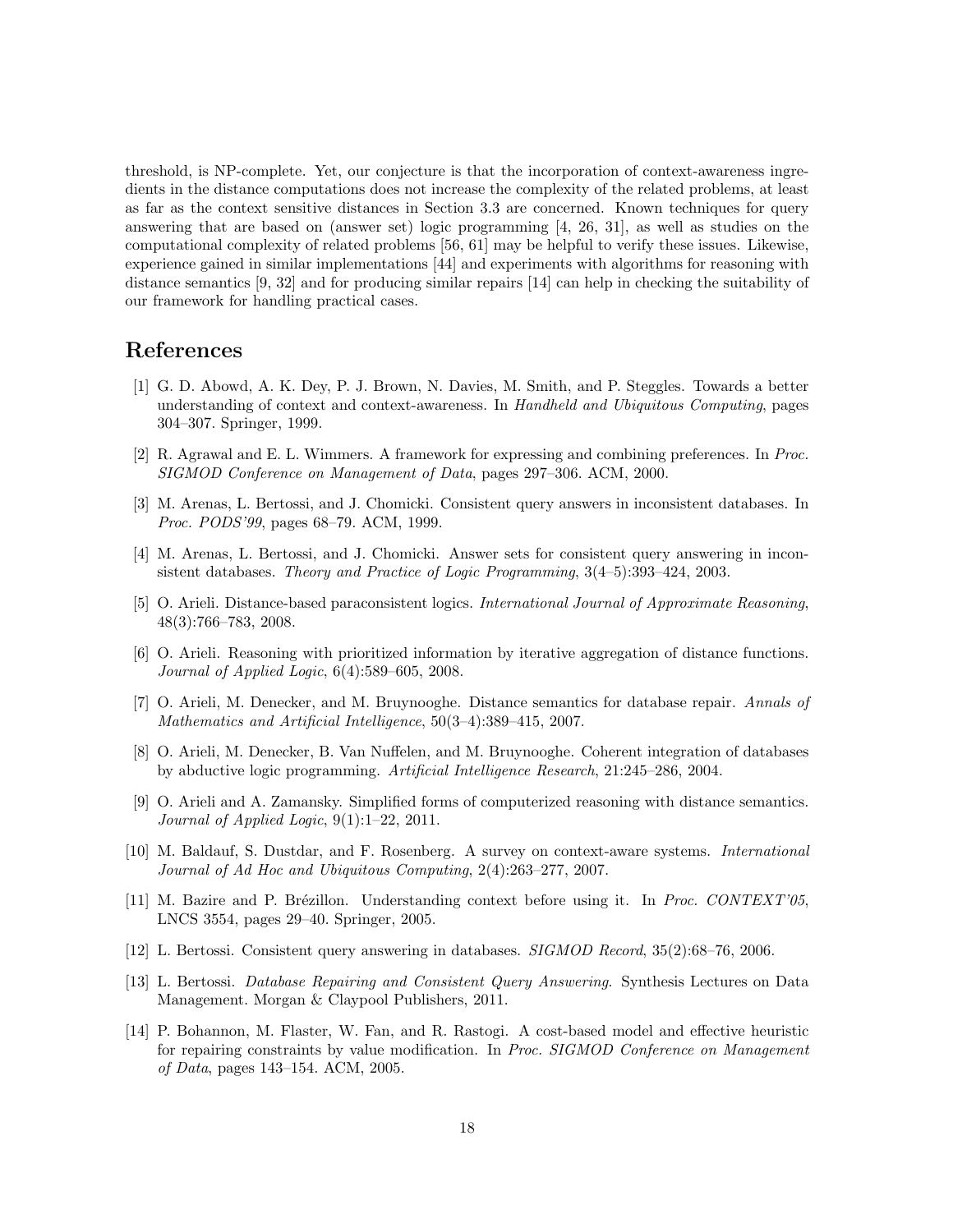threshold, is NP-complete. Yet, our conjecture is that the incorporation of context-awareness ingredients in the distance computations does not increase the complexity of the related problems, at least as far as the context sensitive distances in Section 3.3 are concerned. Known techniques for query answering that are based on (answer set) logic programming [4, 26, 31], as well as studies on the computational complexity of related problems [56, 61] may be helpful to verify these issues. Likewise, experience gained in similar implementations [44] and experiments with algorithms for reasoning with distance semantics [9, 32] and for producing similar repairs [14] can help in checking the suitability of our framework for handling practical cases.

# References

[1] G. D. Abowd, A. K. Dey, P. J. Brown, N. Davies, M. Smith, and P. Steggles. Towards a better understanding of context and context-awareness. In *Handheld and Ubiquitous Computing*, pages 304–307. Springer, 1999.

[2] R. Agrawal and E. L. Wimmers. A framework for expressing and combining preferences. In *Proc. SIGMOD Conference on Management of Data*, pages 297–306. ACM, 2000.

[3] M. Arenas, L. Bertossi, and J. Chomicki. Consistent query answers in inconsistent databases. In *Proc. PODS'99*, pages 68–79. ACM, 1999.

[4] M. Arenas, L. Bertossi, and J. Chomicki. Answer sets for consistent query answering in inconsistent databases. *Theory and Practice of Logic Programming*, 3(4–5):393–424, 2003.

[5] O. Arieli. Distance-based paraconsistent logics. *International Journal of Approximate Reasoning*, 48(3):766–783, 2008.

[6] O. Arieli. Reasoning with prioritized information by iterative aggregation of distance functions. *Journal of Applied Logic*, 6(4):589–605, 2008.

[7] O. Arieli, M. Denecker, and M. Bruynooghe. Distance semantics for database repair. *Annals of Mathematics and Artificial Intelligence*, 50(3–4):389–415, 2007.

[8] O. Arieli, M. Denecker, B. Van Nuffelen, and M. Bruynooghe. Coherent integration of databases by abductive logic programming. *Artificial Intelligence Research*, 21:245–286, 2004.

[9] O. Arieli and A. Zamansky. Simplified forms of computerized reasoning with distance semantics. *Journal of Applied Logic*, 9(1):1–22, 2011.

[10] M. Baldauf, S. Dustdar, and F. Rosenberg. A survey on context-aware systems. *International Journal of Ad Hoc and Ubiquitous Computing*, 2(4):263–277, 2007.

[11] M. Bazire and P. Brézillon. Understanding context before using it. In *Proc. CONTEXT'05*, LNCS 3554, pages 29–40. Springer, 2005.

[12] L. Bertossi. Consistent query answering in databases. *SIGMOD Record*, 35(2):68–76, 2006.

[13] L. Bertossi. *Database Repairing and Consistent Query Answering*. Synthesis Lectures on Data Management. Morgan & Claypool Publishers, 2011.

[14] P. Bohannon, M. Flaster, W. Fan, and R. Rastogi. A cost-based model and effective heuristic for repairing constraints by value modification. In *Proc. SIGMOD Conference on Management of Data*, pages 143–154. ACM, 2005.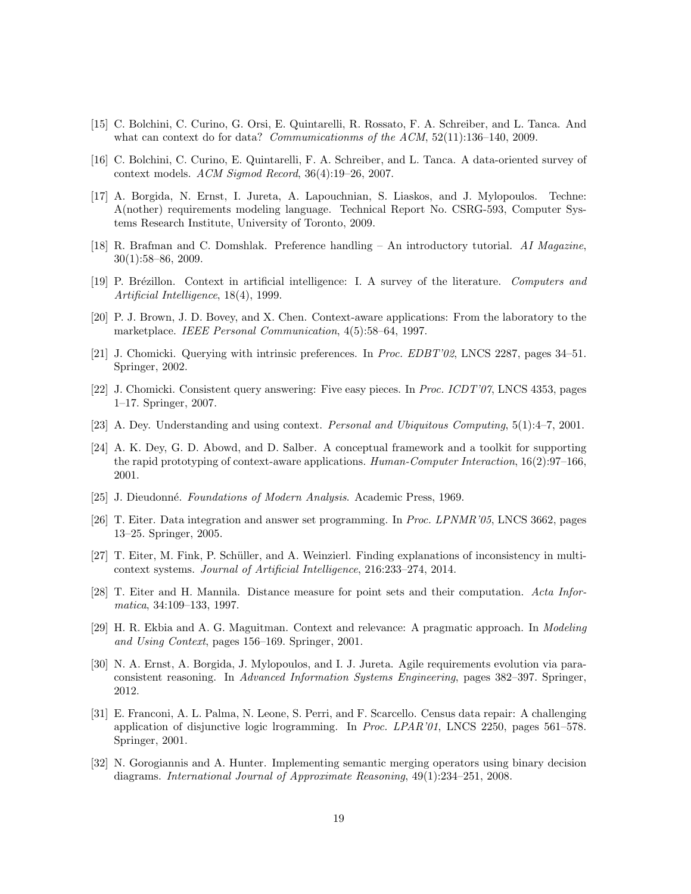[15] C. Bolchini, C. Curino, G. Orsi, E. Quintarelli, R. Rossato, F. A. Schreiber, and L. Tanca. And what can context do for data? *Commumicationms of the ACM*, 52(11):136–140, 2009.

[16] C. Bolchini, C. Curino, E. Quintarelli, F. A. Schreiber, and L. Tanca. A data-oriented survey of context models. *ACM Sigmod Record*, 36(4):19–26, 2007.

[17] A. Borgida, N. Ernst, I. Jureta, A. Lapouchnian, S. Liaskos, and J. Mylopoulos. Techne: A(nother) requirements modeling language. Technical Report No. CSRG-593, Computer Systems Research Institute, University of Toronto, 2009.

[18] R. Brafman and C. Domshlak. Preference handling – An introductory tutorial. *AI Magazine*, 30(1):58–86, 2009.

[19] P. Brézillon. Context in artificial intelligence: I. A survey of the literature. *Computers and Artificial Intelligence*, 18(4), 1999.

[20] P. J. Brown, J. D. Bovey, and X. Chen. Context-aware applications: From the laboratory to the marketplace. *IEEE Personal Communication*, 4(5):58–64, 1997.

[21] J. Chomicki. Querying with intrinsic preferences. In *Proc. EDBT'02*, LNCS 2287, pages 34–51. Springer, 2002.

[22] J. Chomicki. Consistent query answering: Five easy pieces. In *Proc. ICDT'07*, LNCS 4353, pages 1–17. Springer, 2007.

[23] A. Dey. Understanding and using context. *Personal and Ubiquitous Computing*, 5(1):4–7, 2001.

[24] A. K. Dey, G. D. Abowd, and D. Salber. A conceptual framework and a toolkit for supporting the rapid prototyping of context-aware applications. *Human-Computer Interaction*, 16(2):97–166, 2001.

[25] J. Dieudonné. *Foundations of Modern Analysis*. Academic Press, 1969.

[26] T. Eiter. Data integration and answer set programming. In *Proc. LPNMR'05*, LNCS 3662, pages 13–25. Springer, 2005.

[27] T. Eiter, M. Fink, P. Schüller, and A. Weinzierl. Finding explanations of inconsistency in multi-context systems. *Journal of Artificial Intelligence*, 216:233–274, 2014.

[28] T. Eiter and H. Mannila. Distance measure for point sets and their computation. *Acta Informatica*, 34:109–133, 1997.

[29] H. R. Ekbia and A. G. Maguitman. Context and relevance: A pragmatic approach. In *Modeling and Using Context*, pages 156–169. Springer, 2001.

[30] N. A. Ernst, A. Borgida, J. Mylopoulos, and I. J. Jureta. Agile requirements evolution via paraconsistent reasoning. In *Advanced Information Systems Engineering*, pages 382–397. Springer, 2012.

[31] E. Franconi, A. L. Palma, N. Leone, S. Perri, and F. Scarcello. Census data repair: A challenging application of disjunctive logic lrogramming. In *Proc. LPAR'01*, LNCS 2250, pages 561–578. Springer, 2001.

[32] N. Gorogiannis and A. Hunter. Implementing semantic merging operators using binary decision diagrams. *International Journal of Approximate Reasoning*, 49(1):234–251, 2008.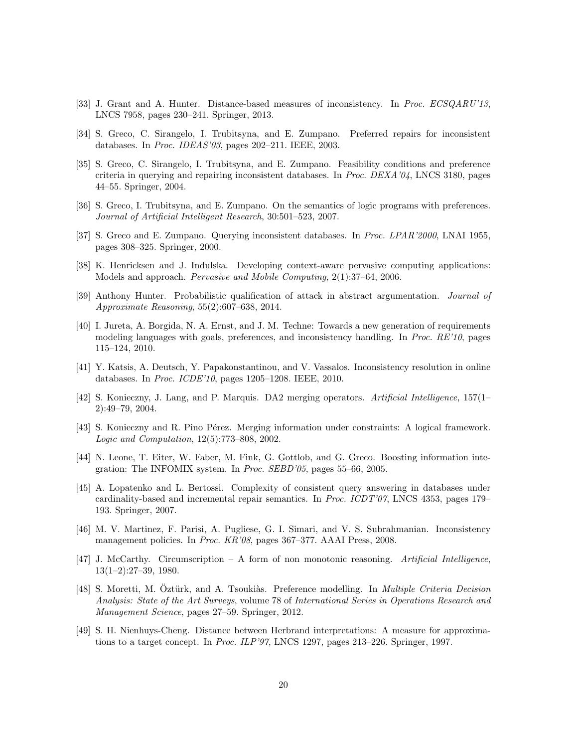[33] J. Grant and A. Hunter. Distance-based measures of inconsistency. In *Proc. ECSQARU'13*, LNCS 7958, pages 230–241. Springer, 2013.

[34] S. Greco, C. Sirangelo, I. Trubitsyna, and E. Zumpano. Preferred repairs for inconsistent databases. In *Proc. IDEAS'03*, pages 202–211. IEEE, 2003.

[35] S. Greco, C. Sirangelo, I. Trubitsyna, and E. Zumpano. Feasibility conditions and preference criteria in querying and repairing inconsistent databases. In *Proc. DEXA'04*, LNCS 3180, pages 44–55. Springer, 2004.

[36] S. Greco, I. Trubitsyna, and E. Zumpano. On the semantics of logic programs with preferences. *Journal of Artificial Intelligent Research*, 30:501–523, 2007.

[37] S. Greco and E. Zumpano. Querying inconsistent databases. In *Proc. LPAR'2000*, LNAI 1955, pages 308–325. Springer, 2000.

[38] K. Henricksen and J. Indulska. Developing context-aware pervasive computing applications: Models and approach. *Pervasive and Mobile Computing*, 2(1):37–64, 2006.

[39] Anthony Hunter. Probabilistic qualification of attack in abstract argumentation. *Journal of Approximate Reasoning*, 55(2):607–638, 2014.

[40] I. Jureta, A. Borgida, N. A. Ernst, and J. M. Techne: Towards a new generation of requirements modeling languages with goals, preferences, and inconsistency handling. In *Proc. RE'10*, pages 115–124, 2010.

[41] Y. Katsis, A. Deutsch, Y. Papakonstantinou, and V. Vassalos. Inconsistency resolution in online databases. In *Proc. ICDE'10*, pages 1205–1208. IEEE, 2010.

[42] S. Konieczny, J. Lang, and P. Marquis. DA2 merging operators. *Artificial Intelligence*, 157(1–2):49–79, 2004.

[43] S. Konieczny and R. Pino Pérez. Merging information under constraints: A logical framework. *Logic and Computation*, 12(5):773–808, 2002.

[44] N. Leone, T. Eiter, W. Faber, M. Fink, G. Gottlob, and G. Greco. Boosting information integration: The INFOMIX system. In *Proc. SEBD'05*, pages 55–66, 2005.

[45] A. Lopatenko and L. Bertossi. Complexity of consistent query answering in databases under cardinality-based and incremental repair semantics. In *Proc. ICDT'07*, LNCS 4353, pages 179–193. Springer, 2007.

[46] M. V. Martinez, F. Parisi, A. Pugliese, G. I. Simari, and V. S. Subrahmanian. Inconsistency management policies. In *Proc. KR'08*, pages 367–377. AAAI Press, 2008.

[47] J. McCarthy. Circumscription – A form of non monotonic reasoning. *Artificial Intelligence*, 13(1–2):27–39, 1980.

[48] S. Moretti, M. Öztürk, and A. Tsoukiàs. Preference modelling. In *Multiple Criteria Decision Analysis: State of the Art Surveys*, volume 78 of *International Series in Operations Research and Management Science*, pages 27–59. Springer, 2012.

[49] S. H. Nienhuys-Cheng. Distance between Herbrand interpretations: A measure for approximations to a target concept. In *Proc. ILP'97*, LNCS 1297, pages 213–226. Springer, 1997.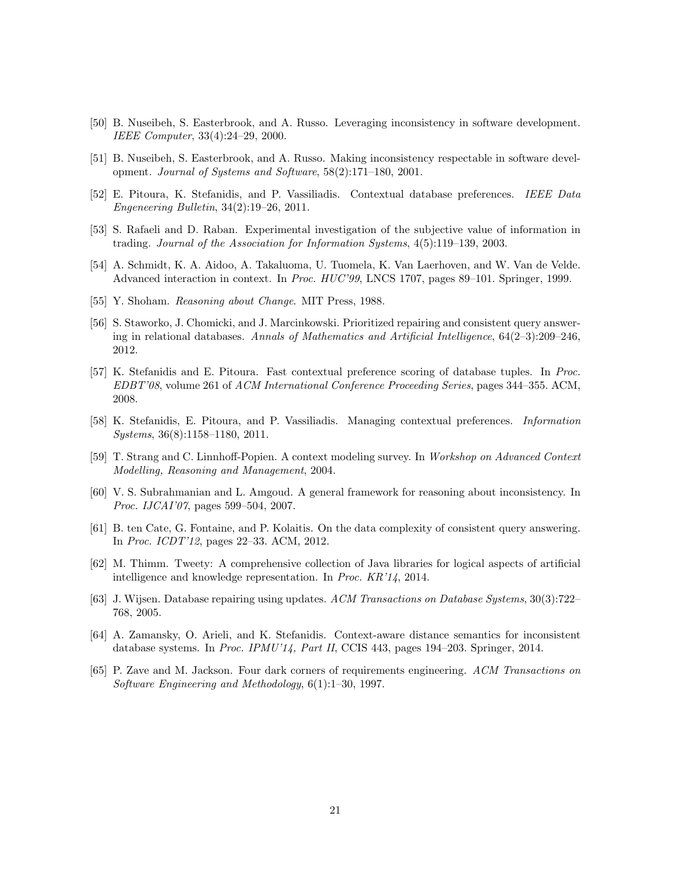[50] B. Nuseibeh, S. Easterbrook, and A. Russo. Leveraging inconsistency in software development. *IEEE Computer*, 33(4):24–29, 2000.

[51] B. Nuseibeh, S. Easterbrook, and A. Russo. Making inconsistency respectable in software development. *Journal of Systems and Software*, 58(2):171–180, 2001.

[52] E. Pitoura, K. Stefanidis, and P. Vassiliadis. Contextual database preferences. *IEEE Data Engeneering Bulletin*, 34(2):19–26, 2011.

[53] S. Rafaeli and D. Raban. Experimental investigation of the subjective value of information in trading. *Journal of the Association for Information Systems*, 4(5):119–139, 2003.

[54] A. Schmidt, K. A. Aidoo, A. Takaluoma, U. Tuomela, K. Van Laerhoven, and W. Van de Velde. Advanced interaction in context. In *Proc. HUC'99*, LNCS 1707, pages 89–101. Springer, 1999.

[55] Y. Shoham. *Reasoning about Change*. MIT Press, 1988.

[56] S. Staworko, J. Chomicki, and J. Marcinkowski. Prioritized repairing and consistent query answering in relational databases. *Annals of Mathematics and Artificial Intelligence*, 64(2–3):209–246, 2012.

[57] K. Stefanidis and E. Pitoura. Fast contextual preference scoring of database tuples. In *Proc. EDBT'08*, volume 261 of *ACM International Conference Proceeding Series*, pages 344–355. ACM, 2008.

[58] K. Stefanidis, E. Pitoura, and P. Vassiliadis. Managing contextual preferences. *Information Systems*, 36(8):1158–1180, 2011.

[59] T. Strang and C. Linnhoff-Popien. A context modeling survey. In *Workshop on Advanced Context Modelling, Reasoning and Management*, 2004.

[60] V. S. Subrahmanian and L. Amgoud. A general framework for reasoning about inconsistency. In *Proc. IJCAI'07*, pages 599–504, 2007.

[61] B. ten Cate, G. Fontaine, and P. Kolaitis. On the data complexity of consistent query answering. In *Proc. ICDT'12*, pages 22–33. ACM, 2012.

[62] M. Thimm. Tweety: A comprehensive collection of Java libraries for logical aspects of artificial intelligence and knowledge representation. In *Proc. KR'14*, 2014.

[63] J. Wijsen. Database repairing using updates. *ACM Transactions on Database Systems*, 30(3):722–768, 2005.

[64] A. Zamansky, O. Arieli, and K. Stefanidis. Context-aware distance semantics for inconsistent database systems. In *Proc. IPMU'14, Part II*, CCIS 443, pages 194–203. Springer, 2014.

[65] P. Zave and M. Jackson. Four dark corners of requirements engineering. *ACM Transactions on Software Engineering and Methodology*, 6(1):1–30, 1997.